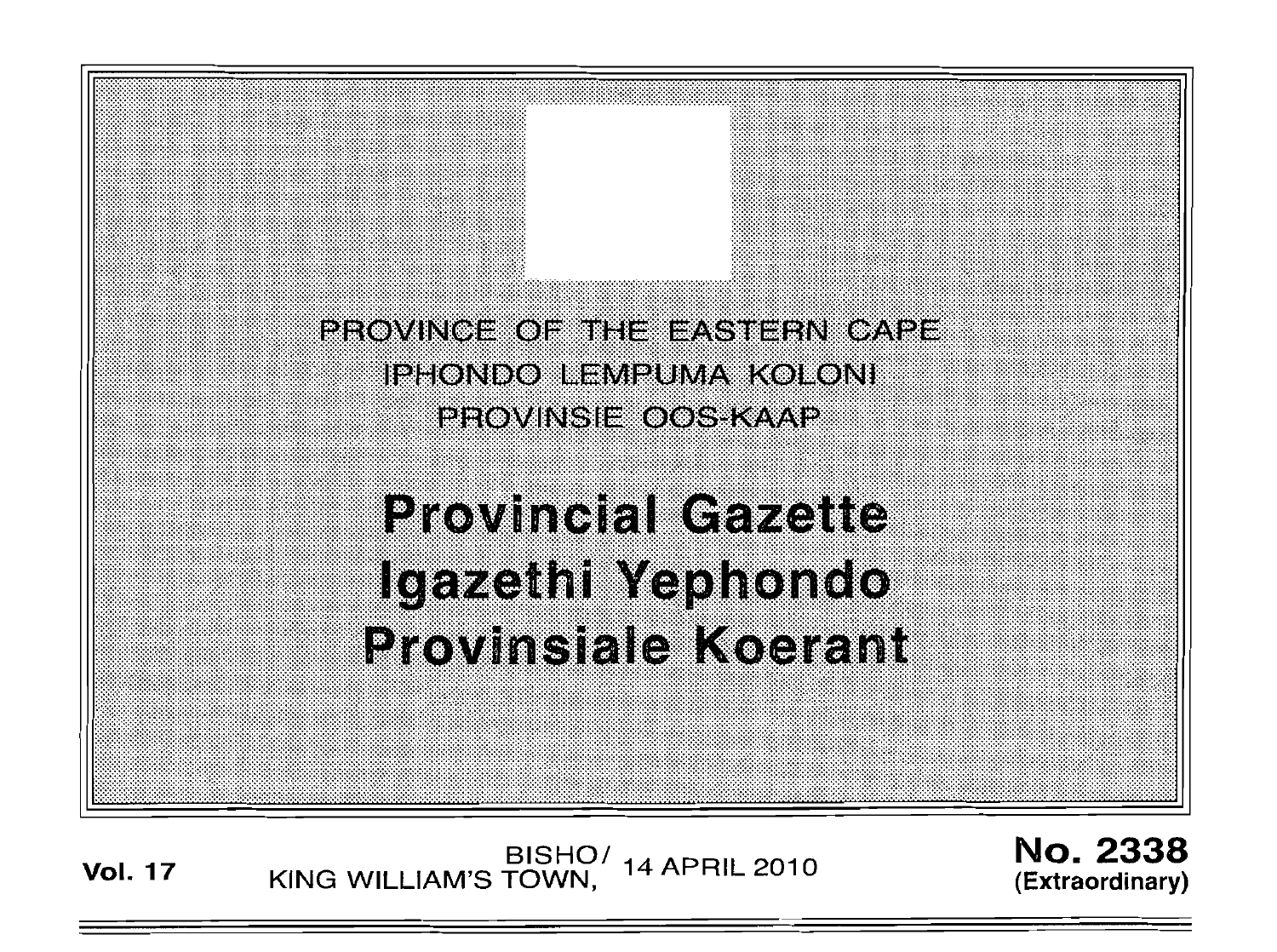PROVINCE OF THE EASTERN CAPE
IPHONDO LEMPUMA KOLONI
PROVINSIE OOS-KAAP

# Provincial Gazette
# Igazethi Yephondo
# Provinsiale Koerant

**Vol. 17** BISHO/ KING WILLIAM'S TOWN, 14 APRIL 2010 **No. 2338 (Extraordinary)**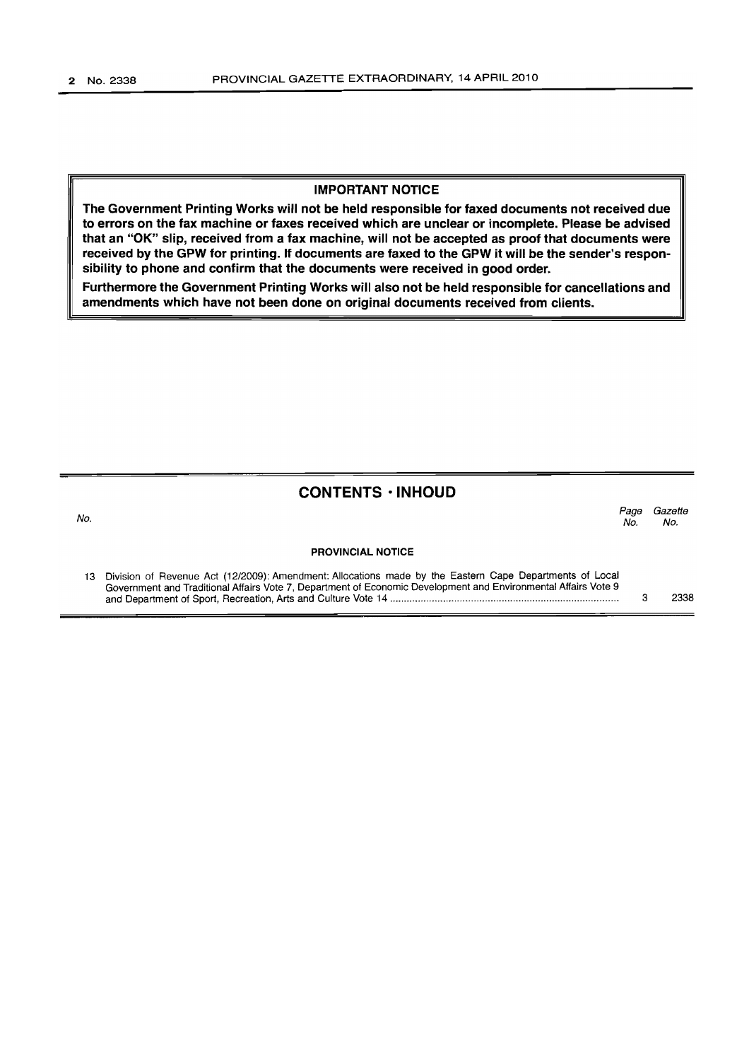## IMPORTANT NOTICE

**The Government Printing Works will not be held responsible for faxed documents not received due to errors on the fax machine or faxes received which are unclear or incomplete. Please be advised that an "OK" slip, received from a fax machine, will not be accepted as proof that documents were received by the GPW for printing. If documents are faxed to the GPW it will be the sender's responsibility to phone and confirm that the documents were received in good order.**

**Furthermore the Government Printing Works will also not be held responsible for cancellations and amendments which have not been done on original documents received from clients.**

## CONTENTS · INHOUD

| No. | | Page No. | Gazette No. |
|---|---|---|---|
| | **PROVINCIAL NOTICE** | | |
| 13 | Division of Revenue Act (12/2009): Amendment: Allocations made by the Eastern Cape Departments of Local Government and Traditional Affairs Vote 7, Department of Economic Development and Environmental Affairs Vote 9 and Department of Sport, Recreation, Arts and Culture Vote 14 | 3 | 2338 |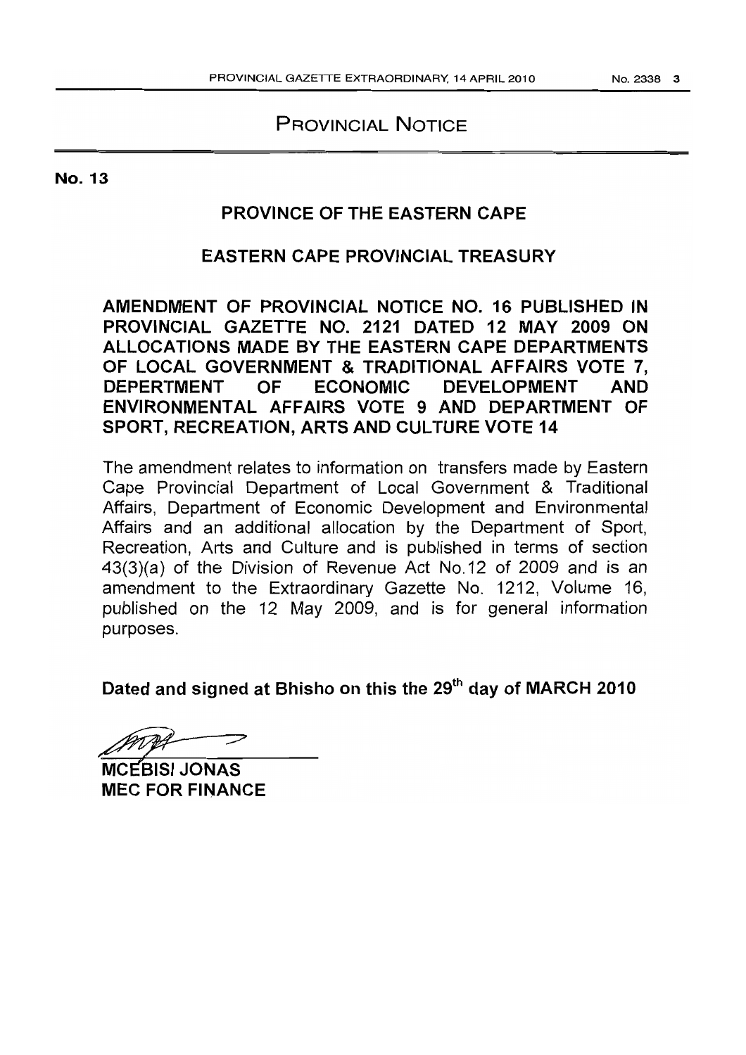# PROVINCIAL NOTICE

**No. 13**

## PROVINCE OF THE EASTERN CAPE

## EASTERN CAPE PROVINCIAL TREASURY

**AMENDMENT OF PROVINCIAL NOTICE NO. 16 PUBLISHED IN PROVINCIAL GAZETTE NO. 2121 DATED 12 MAY 2009 ON ALLOCATIONS MADE BY THE EASTERN CAPE DEPARTMENTS OF LOCAL GOVERNMENT & TRADITIONAL AFFAIRS VOTE 7, DEPERTMENT OF ECONOMIC DEVELOPMENT AND ENVIRONMENTAL AFFAIRS VOTE 9 AND DEPARTMENT OF SPORT, RECREATION, ARTS AND CULTURE VOTE 14**

The amendment relates to information on transfers made by Eastern Cape Provincial Department of Local Government & Traditional Affairs, Department of Economic Development and Environmental Affairs and an additional allocation by the Department of Sport, Recreation, Arts and Culture and is published in terms of section 43(3)(a) of the Division of Revenue Act No.12 of 2009 and is an amendment to the Extraordinary Gazette No. 1212, Volume 16, published on the 12 May 2009, and is for general information purposes.

**Dated and signed at Bhisho on this the 29th day of MARCH 2010**

**MCEBISI JONAS**
**MEC FOR FINANCE**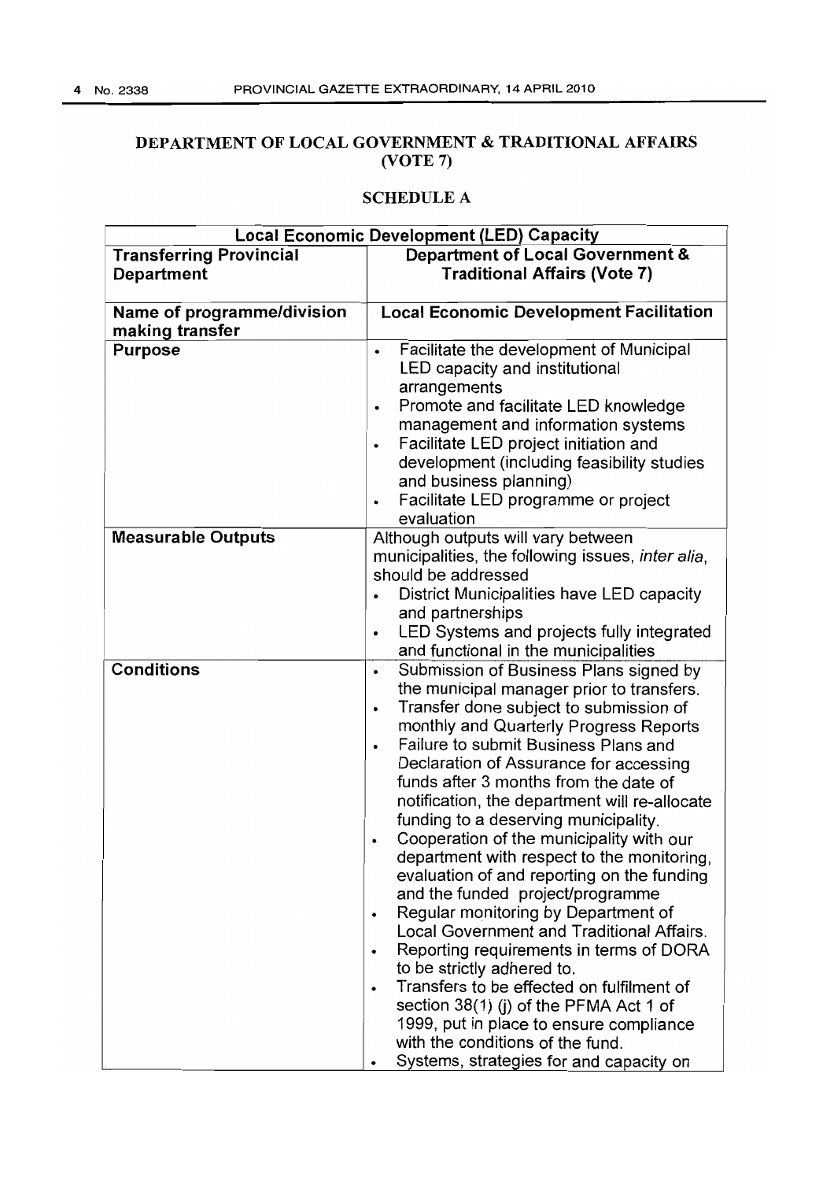# DEPARTMENT OF LOCAL GOVERNMENT & TRADITIONAL AFFAIRS (VOTE 7)

## SCHEDULE A

| Local Economic Development (LED) Capacity | |
|---|---|
| **Transferring Provincial Department** | **Department of Local Government & Traditional Affairs (Vote 7)** |
| **Name of programme/division making transfer** | **Local Economic Development Facilitation** |
| **Purpose** | • Facilitate the development of Municipal LED capacity and institutional arrangements<br>• Promote and facilitate LED knowledge management and information systems<br>• Facilitate LED project initiation and development (including feasibility studies and business planning)<br>• Facilitate LED programme or project evaluation |
| **Measurable Outputs** | Although outputs will vary between municipalities, the following issues, *inter alia*, should be addressed<br>• District Municipalities have LED capacity and partnerships<br>• LED Systems and projects fully integrated and functional in the municipalities |
| **Conditions** | • Submission of Business Plans signed by the municipal manager prior to transfers.<br>• Transfer done subject to submission of monthly and Quarterly Progress Reports<br>• Failure to submit Business Plans and Declaration of Assurance for accessing funds after 3 months from the date of notification, the department will re-allocate funding to a deserving municipality.<br>• Cooperation of the municipality with our department with respect to the monitoring, evaluation of and reporting on the funding and the funded project/programme<br>• Regular monitoring by Department of Local Government and Traditional Affairs.<br>• Reporting requirements in terms of DORA to be strictly adhered to.<br>• Transfers to be effected on fulfilment of section 38(1) (j) of the PFMA Act 1 of 1999, put in place to ensure compliance with the conditions of the fund.<br>• Systems, strategies for and capacity on |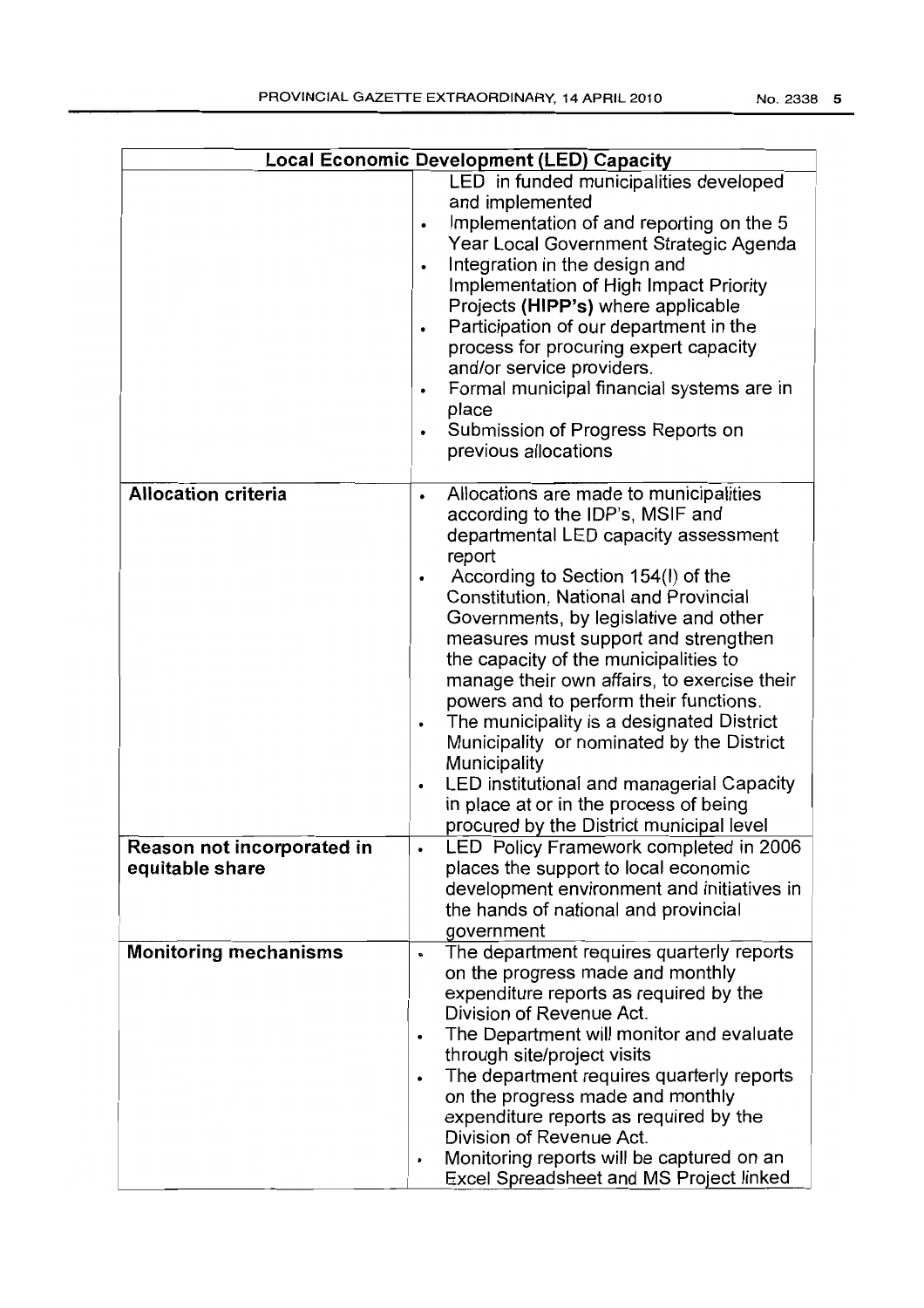| Local Economic Development (LED) Capacity | |
|---|---|
| | LED in funded municipalities developed and implemented<br>• Implementation of and reporting on the 5 Year Local Government Strategic Agenda<br>• Integration in the design and Implementation of High Impact Priority Projects **(HIPP's)** where applicable<br>• Participation of our department in the process for procuring expert capacity and/or service providers.<br>• Formal municipal financial systems are in place<br>• Submission of Progress Reports on previous allocations |
| **Allocation criteria** | • Allocations are made to municipalities according to the IDP's, MSIF and departmental LED capacity assessment report<br>• According to Section 154(I) of the Constitution, National and Provincial Governments, by legislative and other measures must support and strengthen the capacity of the municipalities to manage their own affairs, to exercise their powers and to perform their functions.<br>• The municipality is a designated District Municipality or nominated by the District Municipality<br>• LED institutional and managerial Capacity in place at or in the process of being procured by the District municipal level |
| **Reason not incorporated in equitable share** | • LED Policy Framework completed in 2006 places the support to local economic development environment and initiatives in the hands of national and provincial government |
| **Monitoring mechanisms** | • The department requires quarterly reports on the progress made and monthly expenditure reports as required by the Division of Revenue Act.<br>• The Department will monitor and evaluate through site/project visits<br>• The department requires quarterly reports on the progress made and monthly expenditure reports as required by the Division of Revenue Act.<br>• Monitoring reports will be captured on an Excel Spreadsheet and MS Project linked |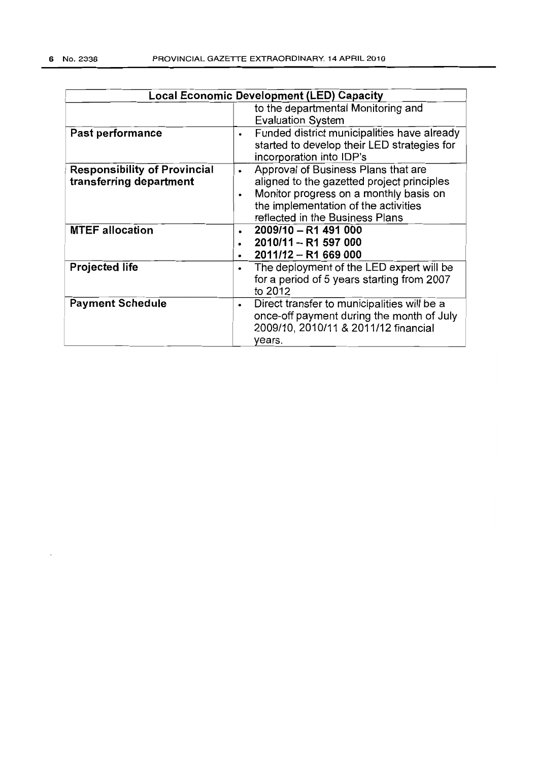| Local Economic Development (LED) Capacity | |
|---|---|
| | to the departmental Monitoring and Evaluation System |
| **Past performance** | • Funded district municipalities have already started to develop their LED strategies for incorporation into IDP's |
| **Responsibility of Provincial transferring department** | • Approval of Business Plans that are aligned to the gazetted project principles<br>• Monitor progress on a monthly basis on the implementation of the activities reflected in the Business Plans |
| **MTEF allocation** | • **2009/10 – R1 491 000**<br>• **2010/11 – R1 597 000**<br>• **2011/12 – R1 669 000** |
| **Projected life** | • The deployment of the LED expert will be for a period of 5 years starting from 2007 to 2012 |
| **Payment Schedule** | • Direct transfer to municipalities will be a once-off payment during the month of July 2009/10, 2010/11 & 2011/12 financial years. |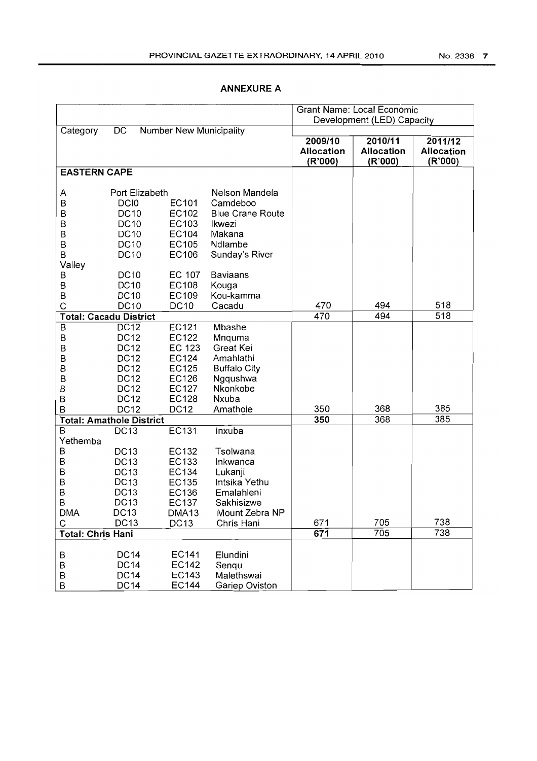## ANNEXURE A

| Category | DC | Number | New Municipality | Grant Name: Local Economic Development (LED) Capacity | | |
|---|---|---|---|---|---|---|
| | | | | 2009/10 Allocation (R'000) | 2010/11 Allocation (R'000) | 2011/12 Allocation (R'000) |
| **EASTERN CAPE** | | | | | | |
| A | Port Elizabeth | | Nelson Mandela | | | |
| B | DCI0 | EC101 | Camdeboo | | | |
| B | DC10 | EC102 | Blue Crane Route | | | |
| B | DC10 | EC103 | Ikwezi | | | |
| B | DC10 | EC104 | Makana | | | |
| B | DC10 | EC105 | Ndlambe | | | |
| B | DC10 | EC106 | Sunday's River Valley | | | |
| B | DC10 | EC 107 | Baviaans | | | |
| B | DC10 | EC108 | Kouga | | | |
| B | DC10 | EC109 | Kou-kamma | | | |
| C | DC10 | DC10 | Cacadu | 470 | 494 | 518 |
| **Total: Cacadu District** | | | | 470 | 494 | 518 |
| B | DC12 | EC121 | Mbashe | | | |
| B | DC12 | EC122 | Mnquma | | | |
| B | DC12 | EC 123 | Great Kei | | | |
| B | DC12 | EC124 | Amahlathi | | | |
| B | DC12 | EC125 | Buffalo City | | | |
| B | DC12 | EC126 | Ngqushwa | | | |
| B | DC12 | EC127 | Nkonkobe | | | |
| B | DC12 | EC128 | Nxuba | | | |
| B | DC12 | DC12 | Amathole | 350 | 368 | 385 |
| **Total: Amathole District** | | | | 350 | 368 | 385 |
| B | DC13 | EC131 | Inxuba Yethemba | | | |
| B | DC13 | EC132 | Tsolwana | | | |
| B | DC13 | EC133 | Inkwanca | | | |
| B | DC13 | EC134 | Lukanji | | | |
| B | DC13 | EC135 | Intsika Yethu | | | |
| B | DC13 | EC136 | Emalahleni | | | |
| B | DC13 | EC137 | Sakhisizwe | | | |
| DMA | DC13 | DMA13 | Mount Zebra NP | | | |
| C | DC13 | DC13 | Chris Hani | 671 | 705 | 738 |
| **Total: Chris Hani** | | | | 671 | 705 | 738 |
| B | DC14 | EC141 | Elundini | | | |
| B | DC14 | EC142 | Senqu | | | |
| B | DC14 | EC143 | Malethswai | | | |
| B | DC14 | EC144 | Gariep Oviston | | | |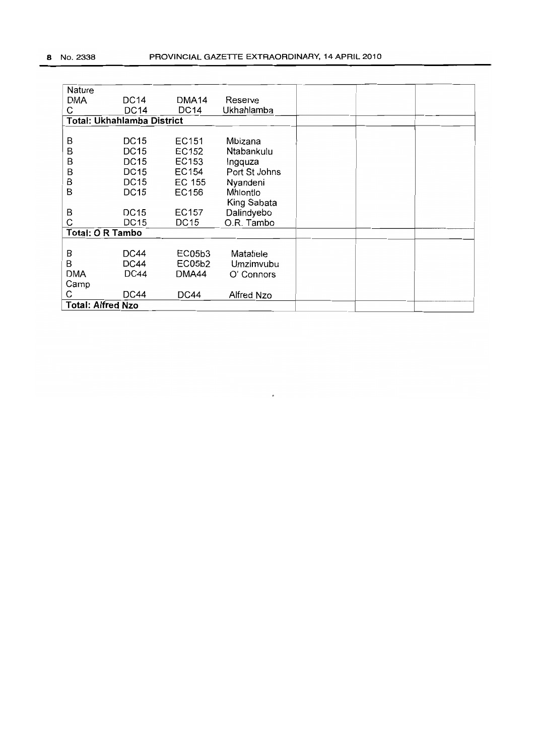| | | | | | | |
|---|---|---|---|---|---|---|
| Nature DMA | DC14 | DMA14 | Reserve | | | |
| C | DC14 | DC14 | Ukhahlamba | | | |
| **Total: Ukhahlamba District** | | | | | | |
| B | DC15 | EC151 | Mbizana | | | |
| B | DC15 | EC152 | Ntabankulu | | | |
| B | DC15 | EC153 | Ingquza | | | |
| B | DC15 | EC154 | Port St Johns | | | |
| B | DC15 | EC 155 | Nyandeni | | | |
| B | DC15 | EC156 | Mhlontlo | | | |
| B | DC15 | EC157 | King Sabata Dalindyebo | | | |
| C | DC15 | DC15 | O.R. Tambo | | | |
| **Total: O R Tambo** | | | | | | |
| B | DC44 | EC05b3 | Matatiele | | | |
| B | DC44 | EC05b2 | Umzimvubu | | | |
| DMA Camp | DC44 | DMA44 | O' Connors | | | |
| C | DC44 | DC44 | Alfred Nzo | | | |
| **Total: Alfred Nzo** | | | | | | |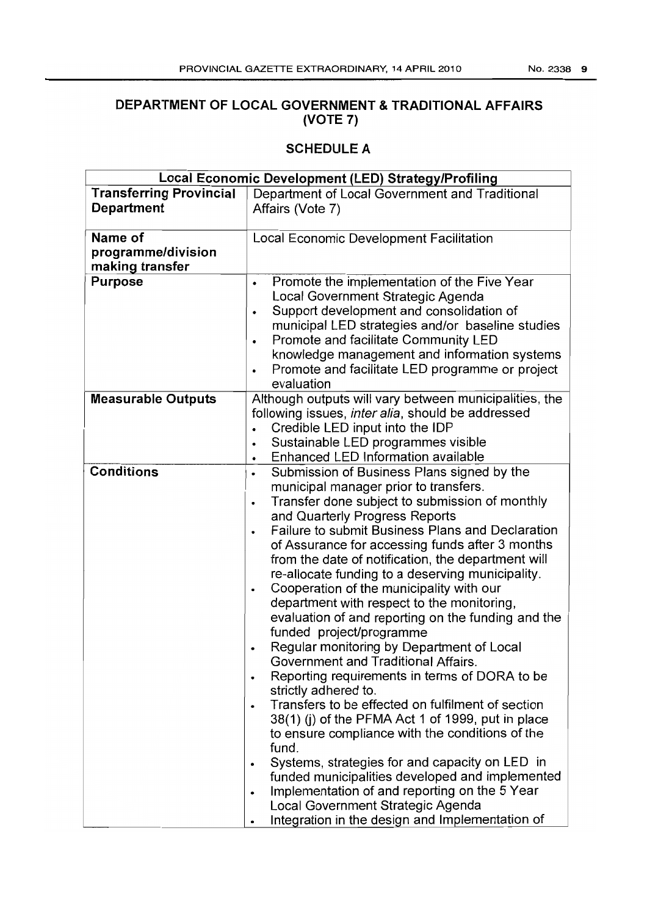## DEPARTMENT OF LOCAL GOVERNMENT & TRADITIONAL AFFAIRS (VOTE 7)

### SCHEDULE A

| Local Economic Development (LED) Strategy/Profiling | |
|---|---|
| **Transferring Provincial Department** | Department of Local Government and Traditional Affairs (Vote 7) |
| **Name of programme/division making transfer** | Local Economic Development Facilitation |
| **Purpose** | • Promote the implementation of the Five Year Local Government Strategic Agenda<br>• Support development and consolidation of municipal LED strategies and/or baseline studies<br>• Promote and facilitate Community LED knowledge management and information systems<br>• Promote and facilitate LED programme or project evaluation |
| **Measurable Outputs** | Although outputs will vary between municipalities, the following issues, *inter alia*, should be addressed<br>• Credible LED input into the IDP<br>• Sustainable LED programmes visible<br>• Enhanced LED Information available |
| **Conditions** | • Submission of Business Plans signed by the municipal manager prior to transfers.<br>• Transfer done subject to submission of monthly and Quarterly Progress Reports<br>• Failure to submit Business Plans and Declaration of Assurance for accessing funds after 3 months from the date of notification, the department will re-allocate funding to a deserving municipality.<br>• Cooperation of the municipality with our department with respect to the monitoring, evaluation of and reporting on the funding and the funded project/programme<br>• Regular monitoring by Department of Local Government and Traditional Affairs.<br>• Reporting requirements in terms of DORA to be strictly adhered to.<br>• Transfers to be effected on fulfilment of section 38(1) (j) of the PFMA Act 1 of 1999, put in place to ensure compliance with the conditions of the fund.<br>• Systems, strategies for and capacity on LED in funded municipalities developed and implemented<br>• Implementation of and reporting on the 5 Year Local Government Strategic Agenda<br>• Integration in the design and Implementation of |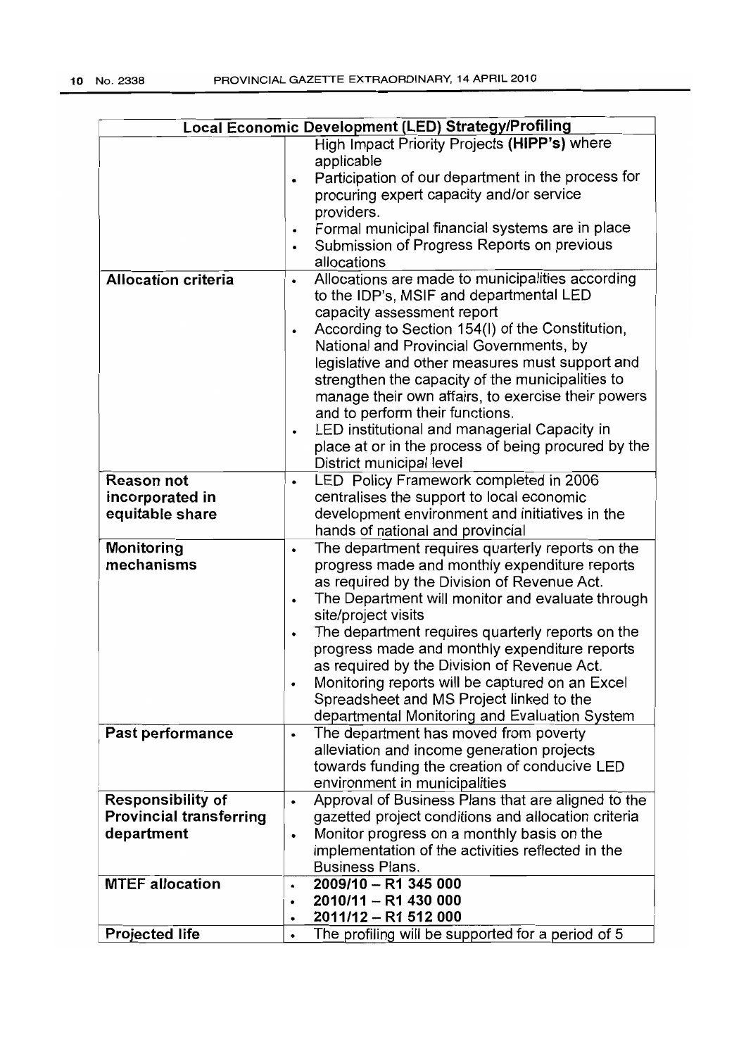| Local Economic Development (LED) Strategy/Profiling | |
|---|---|
| | High Impact Priority Projects **(HIPP's)** where applicable<br>• Participation of our department in the process for procuring expert capacity and/or service providers.<br>• Formal municipal financial systems are in place<br>• Submission of Progress Reports on previous allocations |
| **Allocation criteria** | • Allocations are made to municipalities according to the IDP's, MSIF and departmental LED capacity assessment report<br>• According to Section 154(l) of the Constitution, National and Provincial Governments, by legislative and other measures must support and strengthen the capacity of the municipalities to manage their own affairs, to exercise their powers and to perform their functions.<br>• LED institutional and managerial Capacity in place at or in the process of being procured by the District municipal level |
| **Reason not incorporated in equitable share** | • LED Policy Framework completed in 2006 centralises the support to local economic development environment and initiatives in the hands of national and provincial |
| **Monitoring mechanisms** | • The department requires quarterly reports on the progress made and monthly expenditure reports as required by the Division of Revenue Act.<br>• The Department will monitor and evaluate through site/project visits<br>• The department requires quarterly reports on the progress made and monthly expenditure reports as required by the Division of Revenue Act.<br>• Monitoring reports will be captured on an Excel Spreadsheet and MS Project linked to the departmental Monitoring and Evaluation System |
| **Past performance** | • The department has moved from poverty alleviation and income generation projects towards funding the creation of conducive LED environment in municipalities |
| **Responsibility of Provincial transferring department** | • Approval of Business Plans that are aligned to the gazetted project conditions and allocation criteria<br>• Monitor progress on a monthly basis on the implementation of the activities reflected in the Business Plans. |
| **MTEF allocation** | • **2009/10 – R1 345 000**<br>• **2010/11 – R1 430 000**<br>• **2011/12 – R1 512 000** |
| **Projected life** | • The profiling will be supported for a period of 5 |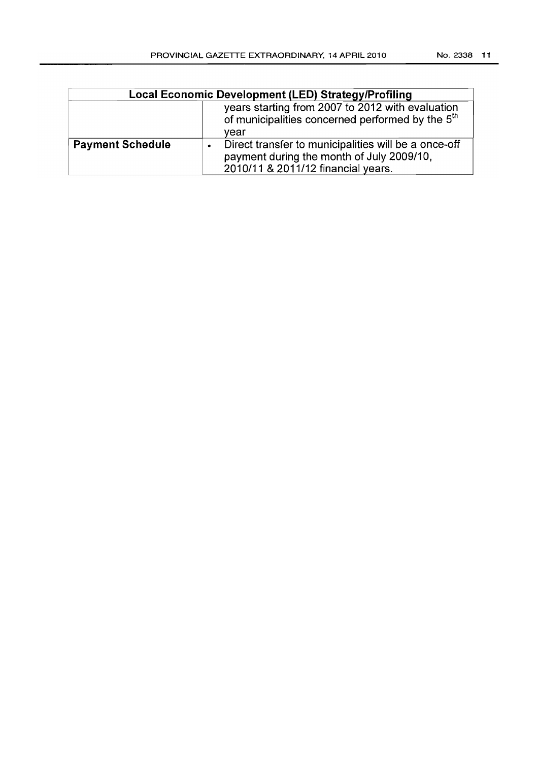| Local Economic Development (LED) Strategy/Profiling | |
|---|---|
| | years starting from 2007 to 2012 with evaluation of municipalities concerned performed by the 5th year |
| **Payment Schedule** | • Direct transfer to municipalities will be a once-off payment during the month of July 2009/10, 2010/11 & 2011/12 financial years. |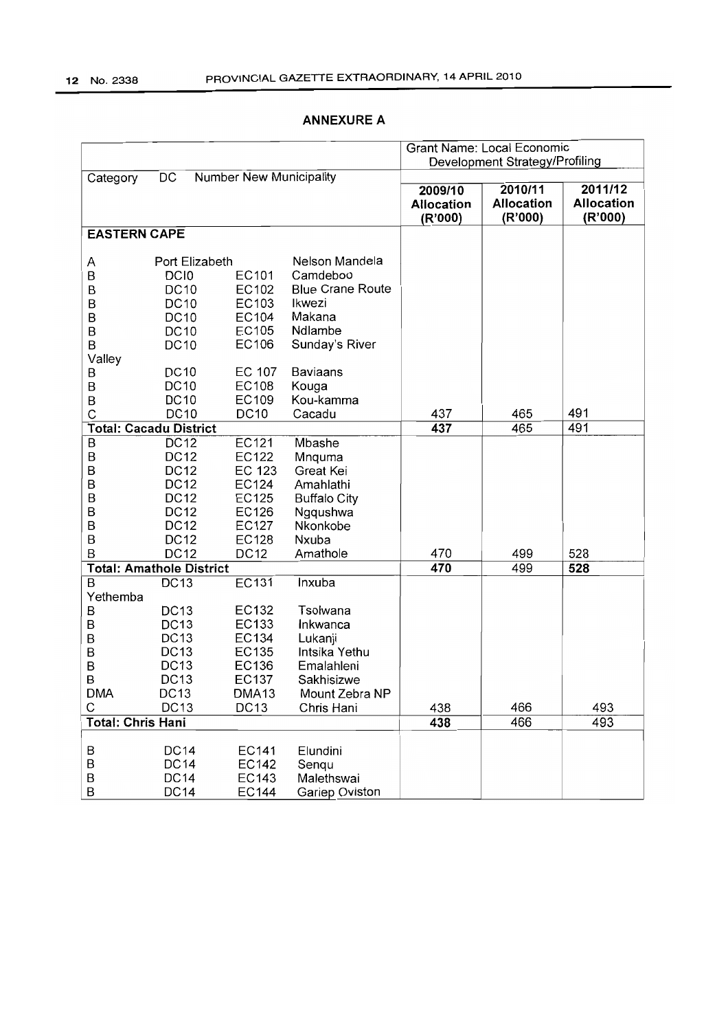## ANNEXURE A

| Category | DC | Number | New Municipality | 2009/10 Allocation (R'000) | 2010/11 Allocation (R'000) | 2011/12 Allocation (R'000) |
|---|---|---|---|---|---|---|
| | | | | Grant Name: Local Economic Development Strategy/Profiling | | |
| **EASTERN CAPE** | | | | | | |
| A | Port Elizabeth | | Nelson Mandela | | | |
| B | DC10 | EC101 | Camdeboo | | | |
| B | DC10 | EC102 | Blue Crane Route | | | |
| B | DC10 | EC103 | Ikwezi | | | |
| B | DC10 | EC104 | Makana | | | |
| B | DC10 | EC105 | Ndlambe | | | |
| B | DC10 | EC106 | Sunday's River Valley | | | |
| B | DC10 | EC 107 | Baviaans | | | |
| B | DC10 | EC108 | Kouga | | | |
| B | DC10 | EC109 | Kou-kamma | | | |
| C | DC10 | DC10 | Cacadu | 437 | 465 | 491 |
| **Total: Cacadu District** | | | | 437 | 465 | 491 |
| B | DC12 | EC121 | Mbashe | | | |
| B | DC12 | EC122 | Mnquma | | | |
| B | DC12 | EC 123 | Great Kei | | | |
| B | DC12 | EC124 | Amahlathi | | | |
| B | DC12 | EC125 | Buffalo City | | | |
| B | DC12 | EC126 | Ngqushwa | | | |
| B | DC12 | EC127 | Nkonkobe | | | |
| B | DC12 | EC128 | Nxuba | | | |
| B | DC12 | DC12 | Amathole | 470 | 499 | 528 |
| **Total: Amathole District** | | | | 470 | 499 | 528 |
| B | DC13 | EC131 | Inxuba Yethemba | | | |
| B | DC13 | EC132 | Tsolwana | | | |
| B | DC13 | EC133 | Inkwanca | | | |
| B | DC13 | EC134 | Lukanji | | | |
| B | DC13 | EC135 | Intsika Yethu | | | |
| B | DC13 | EC136 | Emalahleni | | | |
| B | DC13 | EC137 | Sakhisizwe | | | |
| DMA | DC13 | DMA13 | Mount Zebra NP | | | |
| C | DC13 | DC13 | Chris Hani | 438 | 466 | 493 |
| **Total: Chris Hani** | | | | 438 | 466 | 493 |
| B | DC14 | EC141 | Elundini | | | |
| B | DC14 | EC142 | Senqu | | | |
| B | DC14 | EC143 | Malethswai | | | |
| B | DC14 | EC144 | Gariep Oviston | | | |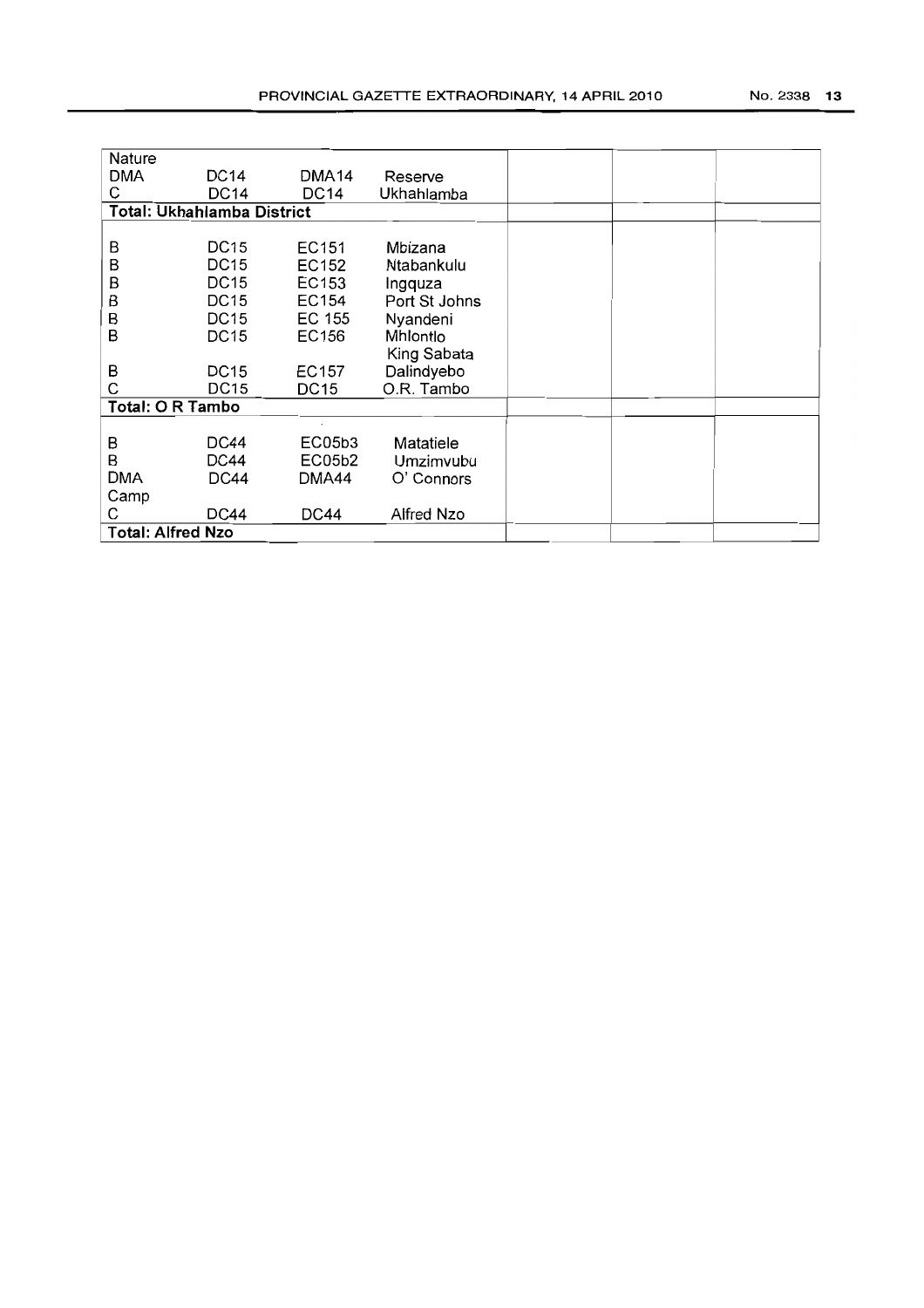| | | | | | | |
|---|---|---|---|---|---|---|
| DMA | DC14 | DMA14 | Nature Reserve | | | |
| C | DC14 | DC14 | Ukhahlamba | | | |
| **Total: Ukhahlamba District** | | | | | | |
| B | DC15 | EC151 | Mbizana | | | |
| B | DC15 | EC152 | Ntabankulu | | | |
| B | DC15 | EC153 | Ingquza | | | |
| B | DC15 | EC154 | Port St Johns | | | |
| B | DC15 | EC 155 | Nyandeni | | | |
| B | DC15 | EC156 | Mhlontlo | | | |
| B | DC15 | EC157 | King Sabata Dalindyebo | | | |
| C | DC15 | DC15 | O.R. Tambo | | | |
| **Total: O R Tambo** | | | | | | |
| B | DC44 | EC05b3 | Matatiele | | | |
| B | DC44 | EC05b2 | Umzimvubu | | | |
| DMA | DC44 | DMA44 | O' Connors Camp | | | |
| C | DC44 | DC44 | Alfred Nzo | | | |
| **Total: Alfred Nzo** | | | | | | |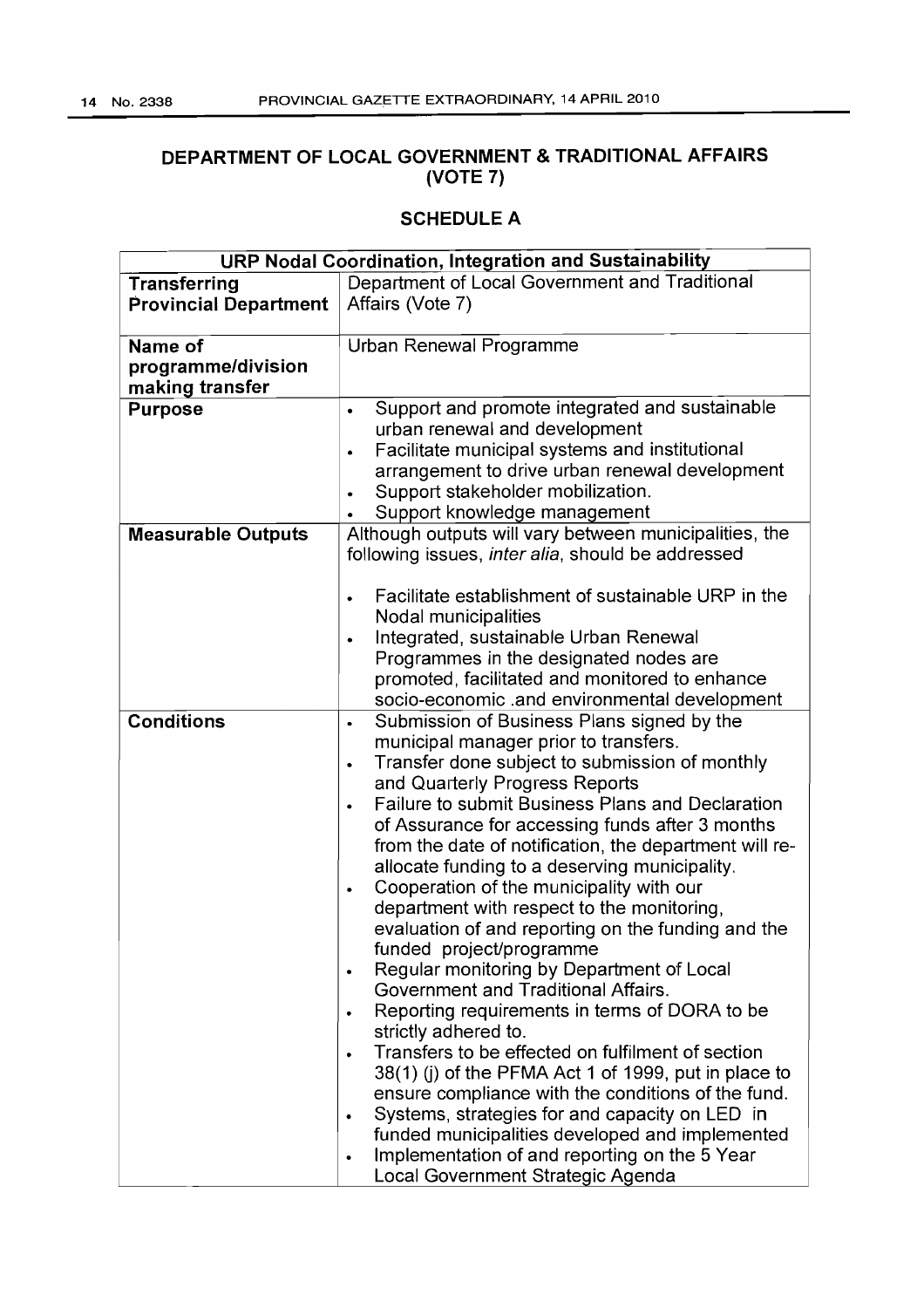# DEPARTMENT OF LOCAL GOVERNMENT & TRADITIONAL AFFAIRS (VOTE 7)

## SCHEDULE A

| URP Nodal Coordination, Integration and Sustainability | |
|---|---|
| **Transferring Provincial Department** | Department of Local Government and Traditional Affairs (Vote 7) |
| **Name of programme/division making transfer** | Urban Renewal Programme |
| **Purpose** | • Support and promote integrated and sustainable urban renewal and development<br>• Facilitate municipal systems and institutional arrangement to drive urban renewal development<br>• Support stakeholder mobilization.<br>• Support knowledge management |
| **Measurable Outputs** | Although outputs will vary between municipalities, the following issues, *inter alia*, should be addressed<br><br>• Facilitate establishment of sustainable URP in the Nodal municipalities<br>• Integrated, sustainable Urban Renewal Programmes in the designated nodes are promoted, facilitated and monitored to enhance socio-economic .and environmental development |
| **Conditions** | • Submission of Business Plans signed by the municipal manager prior to transfers.<br>• Transfer done subject to submission of monthly and Quarterly Progress Reports<br>• Failure to submit Business Plans and Declaration of Assurance for accessing funds after 3 months from the date of notification, the department will re-allocate funding to a deserving municipality.<br>• Cooperation of the municipality with our department with respect to the monitoring, evaluation of and reporting on the funding and the funded project/programme<br>• Regular monitoring by Department of Local Government and Traditional Affairs.<br>• Reporting requirements in terms of DORA to be strictly adhered to.<br>• Transfers to be effected on fulfilment of section 38(1) (j) of the PFMA Act 1 of 1999, put in place to ensure compliance with the conditions of the fund.<br>• Systems, strategies for and capacity on LED in funded municipalities developed and implemented<br>• Implementation of and reporting on the 5 Year Local Government Strategic Agenda |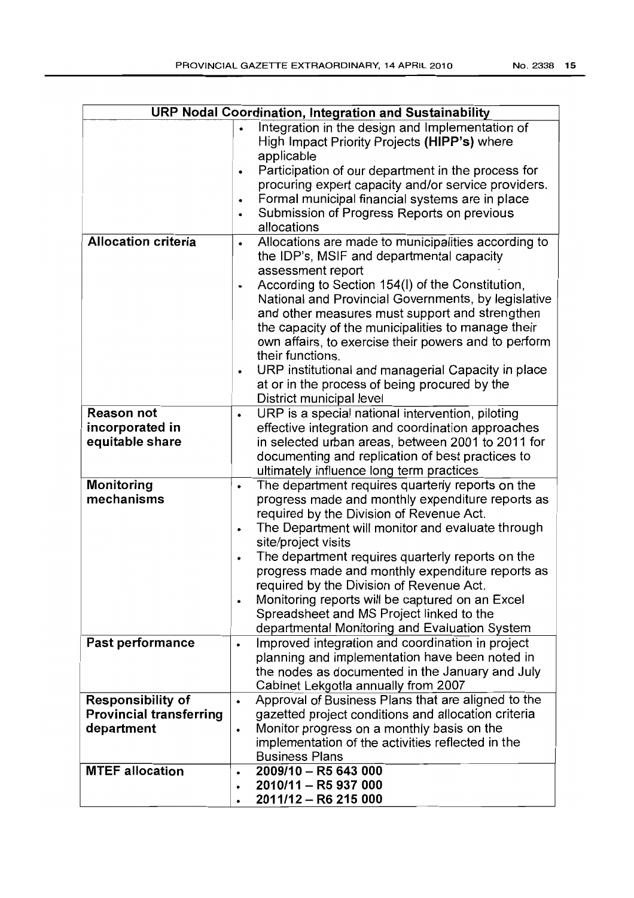| URP Nodal Coordination, Integration and Sustainability | |
|---|---|
| | • Integration in the design and Implementation of High Impact Priority Projects **(HIPP's)** where applicable<br>• Participation of our department in the process for procuring expert capacity and/or service providers.<br>• Formal municipal financial systems are in place<br>• Submission of Progress Reports on previous allocations |
| **Allocation criteria** | • Allocations are made to municipalities according to the IDP's, MSIF and departmental capacity assessment report<br>• According to Section 154(l) of the Constitution, National and Provincial Governments, by legislative and other measures must support and strengthen the capacity of the municipalities to manage their own affairs, to exercise their powers and to perform their functions.<br>• URP institutional and managerial Capacity in place at or in the process of being procured by the District municipal level |
| **Reason not incorporated in equitable share** | • URP is a special national intervention, piloting effective integration and coordination approaches in selected urban areas, between 2001 to 2011 for documenting and replication of best practices to ultimately influence long term practices |
| **Monitoring mechanisms** | • The department requires quarterly reports on the progress made and monthly expenditure reports as required by the Division of Revenue Act.<br>• The Department will monitor and evaluate through site/project visits<br>• The department requires quarterly reports on the progress made and monthly expenditure reports as required by the Division of Revenue Act.<br>• Monitoring reports will be captured on an Excel Spreadsheet and MS Project linked to the departmental Monitoring and Evaluation System |
| **Past performance** | • Improved integration and coordination in project planning and implementation have been noted in the nodes as documented in the January and July Cabinet Lekgotla annually from 2007 |
| **Responsibility of Provincial transferring department** | • Approval of Business Plans that are aligned to the gazetted project conditions and allocation criteria<br>• Monitor progress on a monthly basis on the implementation of the activities reflected in the Business Plans |
| **MTEF allocation** | • **2009/10 – R5 643 000**<br>• **2010/11 – R5 937 000**<br>• **2011/12 – R6 215 000** |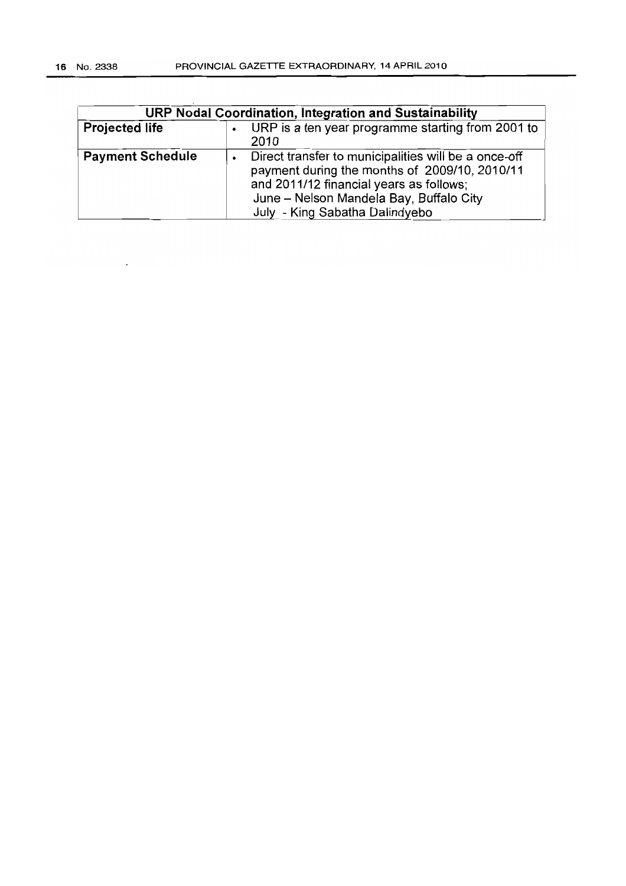| URP Nodal Coordination, Integration and Sustainability | |
|---|---|
| **Projected life** | • URP is a ten year programme starting from 2001 to 2010 |
| **Payment Schedule** | • Direct transfer to municipalities will be a once-off payment during the months of 2009/10, 2010/11 and 2011/12 financial years as follows; June – Nelson Mandela Bay, Buffalo City July - King Sabatha Dalindyebo |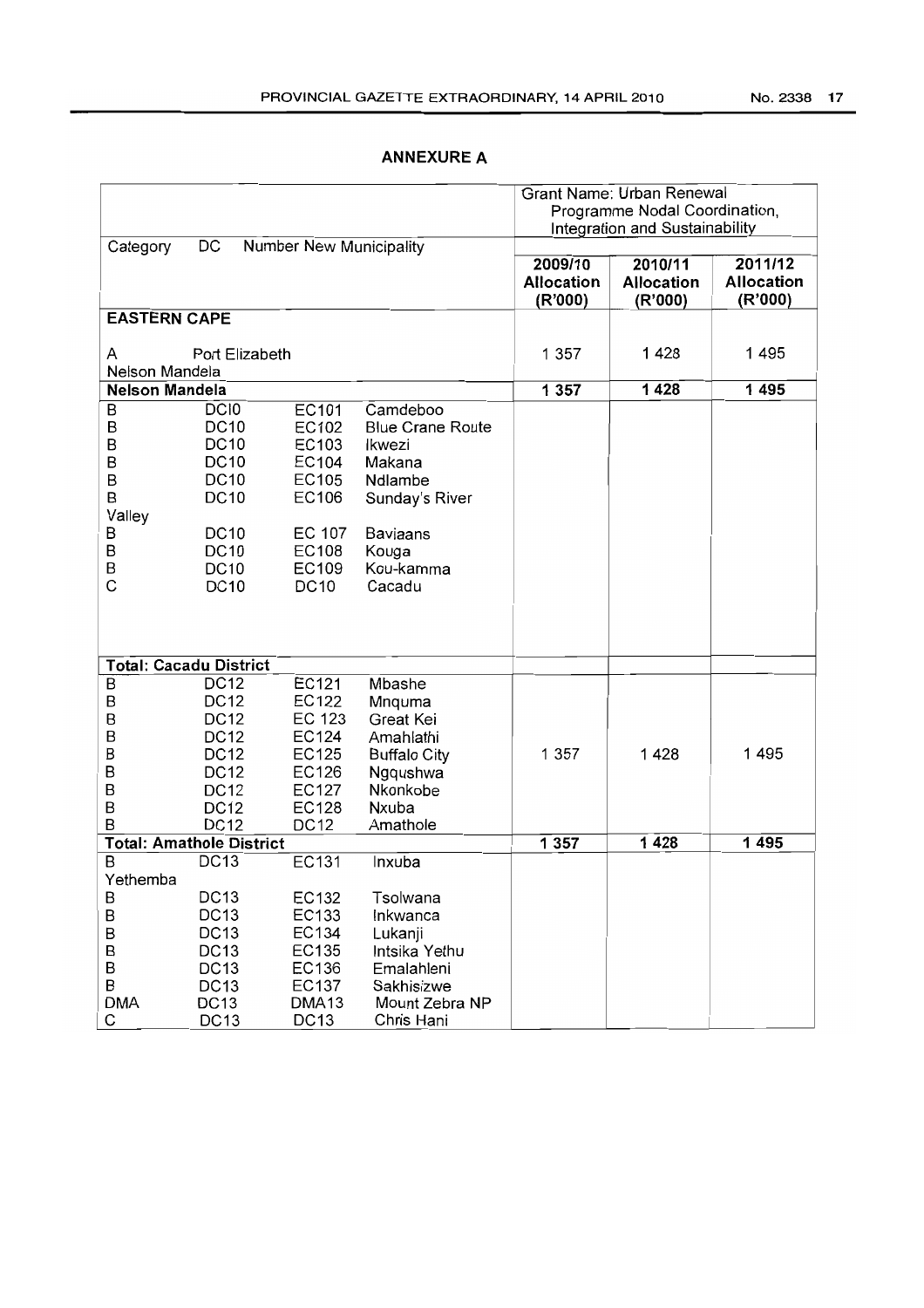## ANNEXURE A

| Category | DC | Number | New Municipality | Grant Name: Urban Renewal Programme Nodal Coordination, Integration and Sustainability | | |
|---|---|---|---|---|---|---|
| | | | | 2009/10 Allocation (R'000) | 2010/11 Allocation (R'000) | 2011/12 Allocation (R'000) |
| **EASTERN CAPE** | | | | | | |
| A | Port Elizabeth | | Nelson Mandela | 1 357 | 1 428 | 1 495 |
| **Nelson Mandela** | | | | **1 357** | **1 428** | **1 495** |
| B | DC10 | EC101 | Camdeboo | | | |
| B | DC10 | EC102 | Blue Crane Route | | | |
| B | DC10 | EC103 | Ikwezi | | | |
| B | DC10 | EC104 | Makana | | | |
| B | DC10 | EC105 | Ndlambe | | | |
| B | DC10 | EC106 | Sunday's River Valley | | | |
| B | DC10 | EC 107 | Baviaans | | | |
| B | DC10 | EC108 | Kouga | | | |
| B | DC10 | EC109 | Kou-kamma | | | |
| C | DC10 | DC10 | Cacadu | | | |
| **Total: Cacadu District** | | | | | | |
| B | DC12 | EC121 | Mbashe | | | |
| B | DC12 | EC122 | Mnquma | | | |
| B | DC12 | EC 123 | Great Kei | | | |
| B | DC12 | EC124 | Amahlathi | | | |
| B | DC12 | EC125 | Buffalo City | 1 357 | 1 428 | 1 495 |
| B | DC12 | EC126 | Ngqushwa | | | |
| B | DC12 | EC127 | Nkonkobe | | | |
| B | DC12 | EC128 | Nxuba | | | |
| B | DC12 | DC12 | Amathole | | | |
| **Total: Amathole District** | | | | **1 357** | **1 428** | **1 495** |
| B | DC13 | EC131 | Inxuba Yethemba | | | |
| B | DC13 | EC132 | Tsolwana | | | |
| B | DC13 | EC133 | Inkwanca | | | |
| B | DC13 | EC134 | Lukanji | | | |
| B | DC13 | EC135 | Intsika Yethu | | | |
| B | DC13 | EC136 | Emalahleni | | | |
| B | DC13 | EC137 | Sakhisizwe | | | |
| DMA | DC13 | DMA13 | Mount Zebra NP | | | |
| C | DC13 | DC13 | Chris Hani | | | |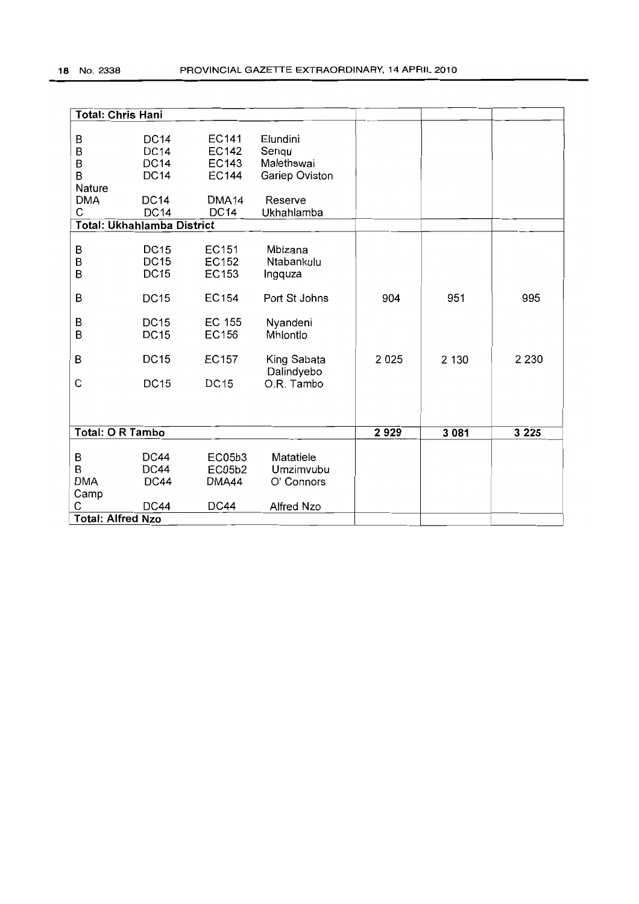| | | | | | | |
|---|---|---|---|---|---|---|
| **Total: Chris Hani** | | | | | | |
| B | DC14 | EC141 | Elundini | | | |
| B | DC14 | EC142 | Senqu | | | |
| B | DC14 | EC143 | Malethswai | | | |
| B | DC14 | EC144 | Gariep Oviston | | | |
| Nature DMA | DC14 | DMA14 | Reserve | | | |
| C | DC14 | DC14 | Ukhahlamba | | | |
| **Total: Ukhahlamba District** | | | | | | |
| B | DC15 | EC151 | Mbizana | | | |
| B | DC15 | EC152 | Ntabankulu | | | |
| B | DC15 | EC153 | Ingquza | | | |
| B | DC15 | EC154 | Port St Johns | 904 | 951 | 995 |
| B | DC15 | EC 155 | Nyandeni | | | |
| B | DC15 | EC156 | Mhlontlo | | | |
| B | DC15 | EC157 | King Sabata Dalindyebo | 2 025 | 2 130 | 2 230 |
| C | DC15 | DC15 | O.R. Tambo | | | |
| **Total: O R Tambo** | | | | **2 929** | **3 081** | **3 225** |
| B | DC44 | EC05b3 | Matatiele | | | |
| B | DC44 | EC05b2 | Umzimvubu | | | |
| DMA Camp | DC44 | DMA44 | O' Connors | | | |
| C | DC44 | DC44 | Alfred Nzo | | | |
| **Total: Alfred Nzo** | | | | | | |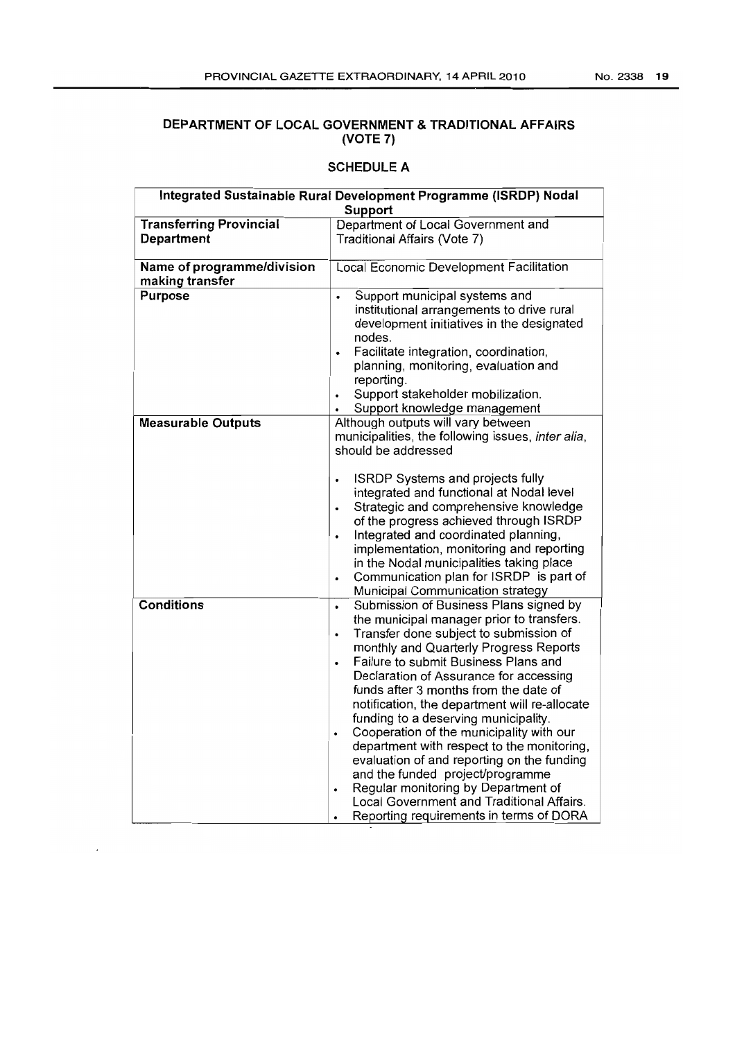## DEPARTMENT OF LOCAL GOVERNMENT & TRADITIONAL AFFAIRS (VOTE 7)

### SCHEDULE A

| Integrated Sustainable Rural Development Programme (ISRDP) Nodal Support | |
|---|---|
| **Transferring Provincial Department** | Department of Local Government and Traditional Affairs (Vote 7) |
| **Name of programme/division making transfer** | Local Economic Development Facilitation |
| **Purpose** | • Support municipal systems and institutional arrangements to drive rural development initiatives in the designated nodes.<br>• Facilitate integration, coordination, planning, monitoring, evaluation and reporting.<br>• Support stakeholder mobilization.<br>• Support knowledge management |
| **Measurable Outputs** | Although outputs will vary between municipalities, the following issues, *inter alia*, should be addressed<br><br>• ISRDP Systems and projects fully integrated and functional at Nodal level<br>• Strategic and comprehensive knowledge of the progress achieved through ISRDP<br>• Integrated and coordinated planning, implementation, monitoring and reporting in the Nodal municipalities taking place<br>• Communication plan for ISRDP is part of Municipal Communication strategy |
| **Conditions** | • Submission of Business Plans signed by the municipal manager prior to transfers.<br>• Transfer done subject to submission of monthly and Quarterly Progress Reports<br>• Failure to submit Business Plans and Declaration of Assurance for accessing funds after 3 months from the date of notification, the department will re-allocate funding to a deserving municipality.<br>• Cooperation of the municipality with our department with respect to the monitoring, evaluation of and reporting on the funding and the funded project/programme<br>• Regular monitoring by Department of Local Government and Traditional Affairs.<br>• Reporting requirements in terms of DORA |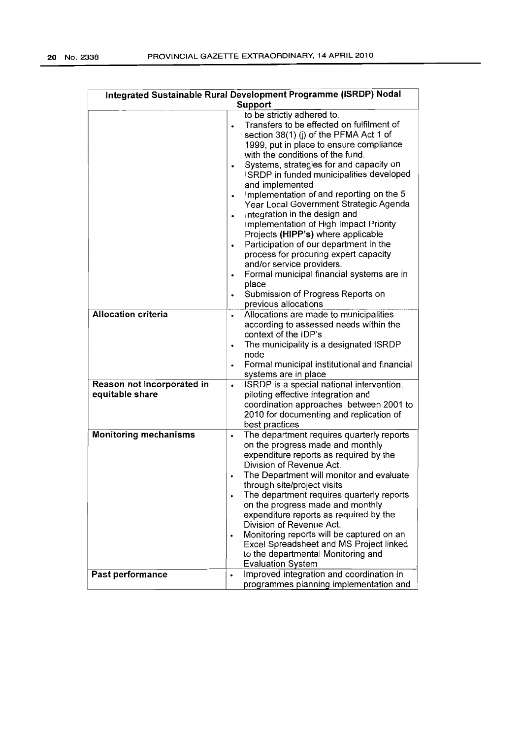| Integrated Sustainable Rural Development Programme (ISRDP) Nodal Support | |
|---|---|
| | to be strictly adhered to.<br>• Transfers to be effected on fulfilment of section 38(1) (j) of the PFMA Act 1 of 1999, put in place to ensure compliance with the conditions of the fund.<br>• Systems, strategies for and capacity on ISRDP in funded municipalities developed and implemented<br>• Implementation of and reporting on the 5 Year Local Government Strategic Agenda<br>• Integration in the design and Implementation of High Impact Priority Projects **(HIPP's)** where applicable<br>• Participation of our department in the process for procuring expert capacity and/or service providers.<br>• Formal municipal financial systems are in place<br>• Submission of Progress Reports on previous allocations |
| **Allocation criteria** | • Allocations are made to municipalities according to assessed needs within the context of the IDP's<br>• The municipality is a designated ISRDP node<br>• Formal municipal institutional and financial systems are in place |
| **Reason not incorporated in equitable share** | • ISRDP is a special national intervention, piloting effective integration and coordination approaches between 2001 to 2010 for documenting and replication of best practices |
| **Monitoring mechanisms** | • The department requires quarterly reports on the progress made and monthly expenditure reports as required by the Division of Revenue Act.<br>• The Department will monitor and evaluate through site/project visits<br>• The department requires quarterly reports on the progress made and monthly expenditure reports as required by the Division of Revenue Act.<br>• Monitoring reports will be captured on an Excel Spreadsheet and MS Project linked to the departmental Monitoring and Evaluation System |
| **Past performance** | • Improved integration and coordination in programmes planning implementation and |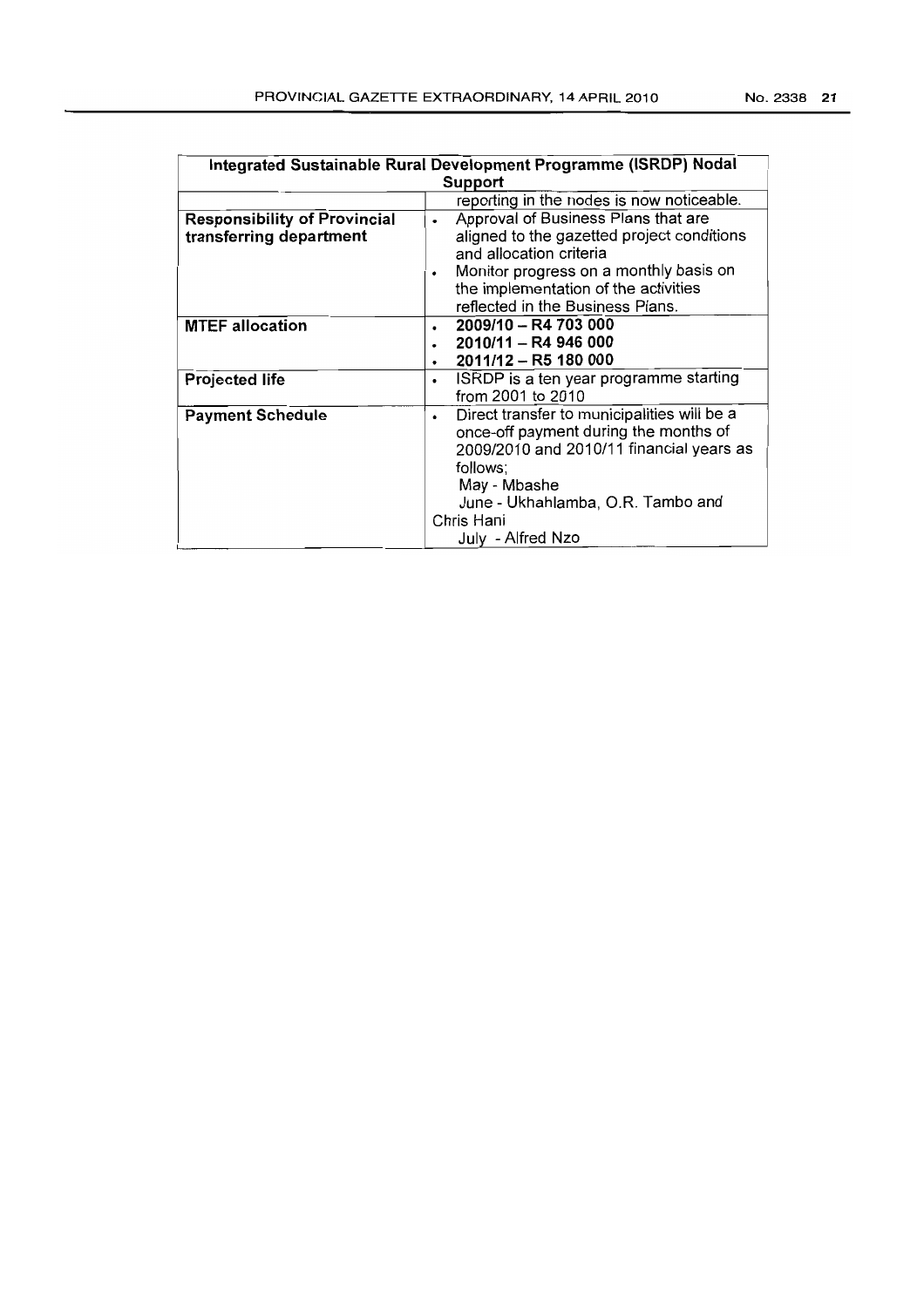| Integrated Sustainable Rural Development Programme (ISRDP) Nodal Support | |
|---|---|
| | reporting in the nodes is now noticeable. |
| **Responsibility of Provincial transferring department** | • Approval of Business Plans that are aligned to the gazetted project conditions and allocation criteria<br>• Monitor progress on a monthly basis on the implementation of the activities reflected in the Business Plans. |
| **MTEF allocation** | • **2009/10 – R4 703 000**<br>• **2010/11 – R4 946 000**<br>• **2011/12 – R5 180 000** |
| **Projected life** | • ISRDP is a ten year programme starting from 2001 to 2010 |
| **Payment Schedule** | • Direct transfer to municipalities will be a once-off payment during the months of 2009/2010 and 2010/11 financial years as follows;<br>May - Mbashe<br>June - Ukhahlamba, O.R. Tambo and Chris Hani<br>July - Alfred Nzo |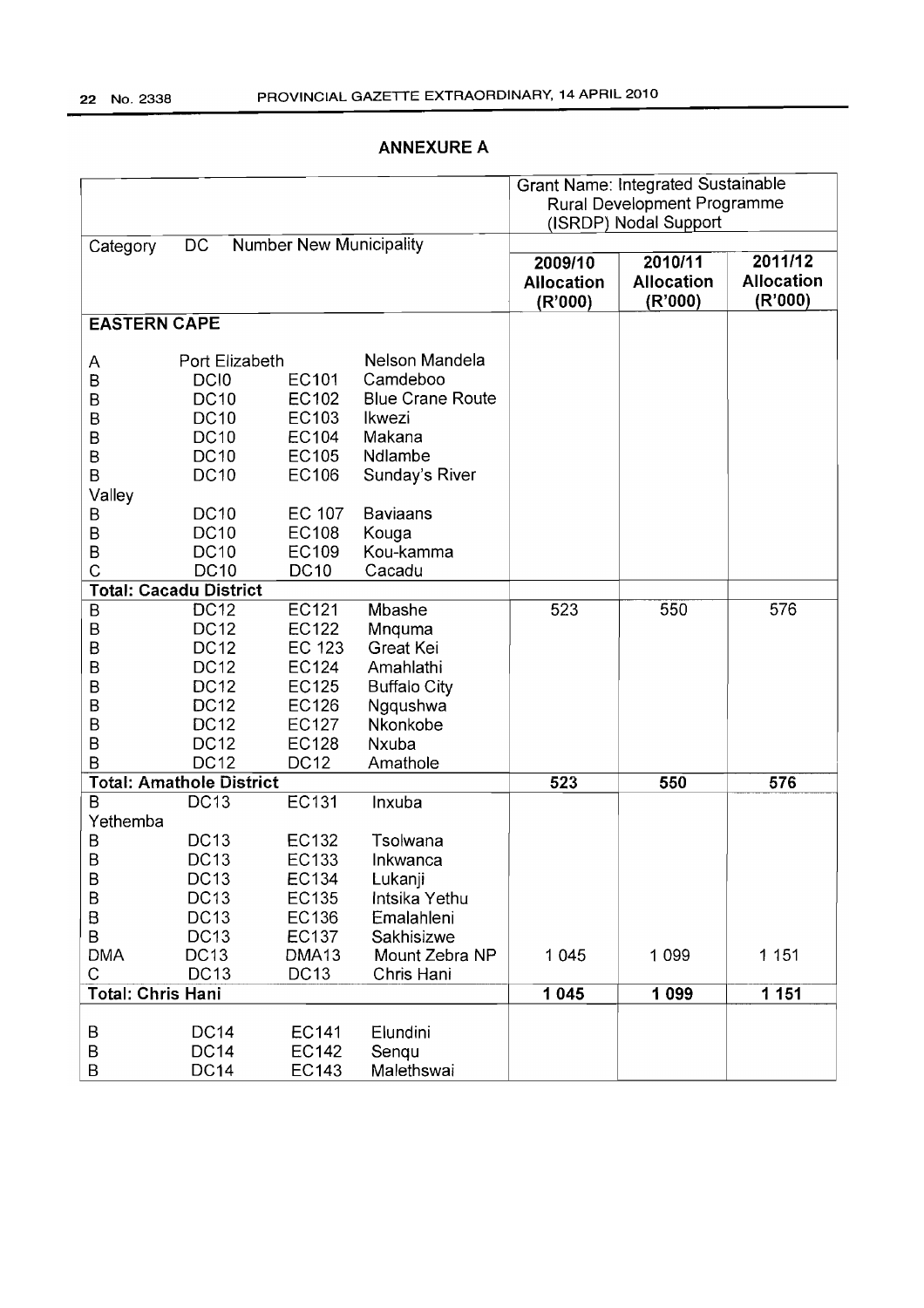## ANNEXURE A

| Category | DC | Number | New Municipality | Grant Name: Integrated Sustainable Rural Development Programme (ISRDP) Nodal Support | | |
|---|---|---|---|---|---|---|
| | | | | 2009/10 Allocation (R'000) | 2010/11 Allocation (R'000) | 2011/12 Allocation (R'000) |
| **EASTERN CAPE** | | | | | | |
| A | Port Elizabeth | | Nelson Mandela | | | |
| B | DCI0 | EC101 | Camdeboo | | | |
| B | DC10 | EC102 | Blue Crane Route | | | |
| B | DC10 | EC103 | Ikwezi | | | |
| B | DC10 | EC104 | Makana | | | |
| B | DC10 | EC105 | Ndlambe | | | |
| B | DC10 | EC106 | Sunday's River Valley | | | |
| B | DC10 | EC 107 | Baviaans | | | |
| B | DC10 | EC108 | Kouga | | | |
| B | DC10 | EC109 | Kou-kamma | | | |
| C | DC10 | DC10 | Cacadu | | | |
| **Total: Cacadu District** | | | | | | |
| B | DC12 | EC121 | Mbashe | 523 | 550 | 576 |
| B | DC12 | EC122 | Mnquma | | | |
| B | DC12 | EC 123 | Great Kei | | | |
| B | DC12 | EC124 | Amahlathi | | | |
| B | DC12 | EC125 | Buffalo City | | | |
| B | DC12 | EC126 | Ngqushwa | | | |
| B | DC12 | EC127 | Nkonkobe | | | |
| B | DC12 | EC128 | Nxuba | | | |
| B | DC12 | DC12 | Amathole | | | |
| **Total: Amathole District** | | | | **523** | **550** | **576** |
| B | DC13 | EC131 | Inxuba Yethemba | | | |
| B | DC13 | EC132 | Tsolwana | | | |
| B | DC13 | EC133 | Inkwanca | | | |
| B | DC13 | EC134 | Lukanji | | | |
| B | DC13 | EC135 | Intsika Yethu | | | |
| B | DC13 | EC136 | Emalahleni | | | |
| B | DC13 | EC137 | Sakhisizwe | | | |
| DMA | DC13 | DMA13 | Mount Zebra NP | 1 045 | 1 099 | 1 151 |
| C | DC13 | DC13 | Chris Hani | | | |
| **Total: Chris Hani** | | | | **1 045** | **1 099** | **1 151** |
| B | DC14 | EC141 | Elundini | | | |
| B | DC14 | EC142 | Senqu | | | |
| B | DC14 | EC143 | Malethswai | | | |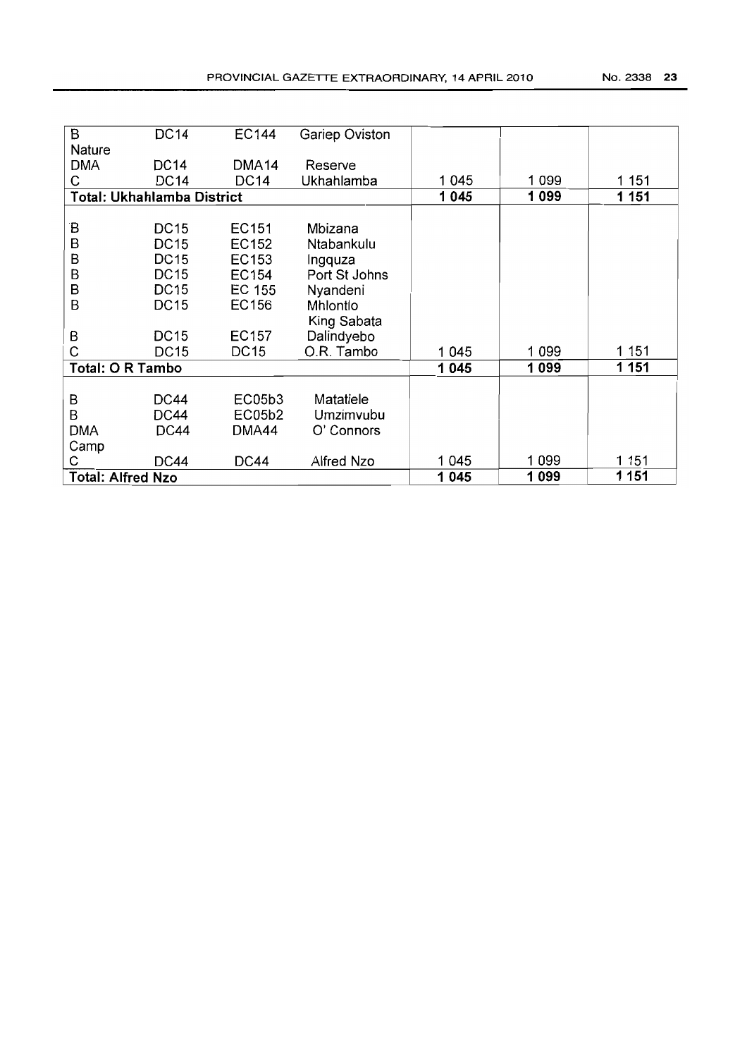| | | | | | | |
|---|---|---|---|---|---|---|
| B | DC14 | EC144 | Gariep Oviston | | | |
| Nature DMA | DC14 | DMA14 | Reserve | | | |
| C | DC14 | DC14 | Ukhahlamba | 1 045 | 1 099 | 1 151 |
| **Total: Ukhahlamba District** | | | | **1 045** | **1 099** | **1 151** |
| B | DC15 | EC151 | Mbizana | | | |
| B | DC15 | EC152 | Ntabankulu | | | |
| B | DC15 | EC153 | Ingquza | | | |
| B | DC15 | EC154 | Port St Johns | | | |
| B | DC15 | EC 155 | Nyandeni | | | |
| B | DC15 | EC156 | Mhlontlo | | | |
| B | DC15 | EC157 | King Sabata Dalindyebo | | | |
| C | DC15 | DC15 | O.R. Tambo | 1 045 | 1 099 | 1 151 |
| **Total: O R Tambo** | | | | **1 045** | **1 099** | **1 151** |
| B | DC44 | EC05b3 | Matatiele | | | |
| B | DC44 | EC05b2 | Umzimvubu | | | |
| DMA | DC44 | DMA44 | O' Connors Camp | | | |
| C | DC44 | DC44 | Alfred Nzo | 1 045 | 1 099 | 1 151 |
| **Total: Alfred Nzo** | | | | **1 045** | **1 099** | **1 151** |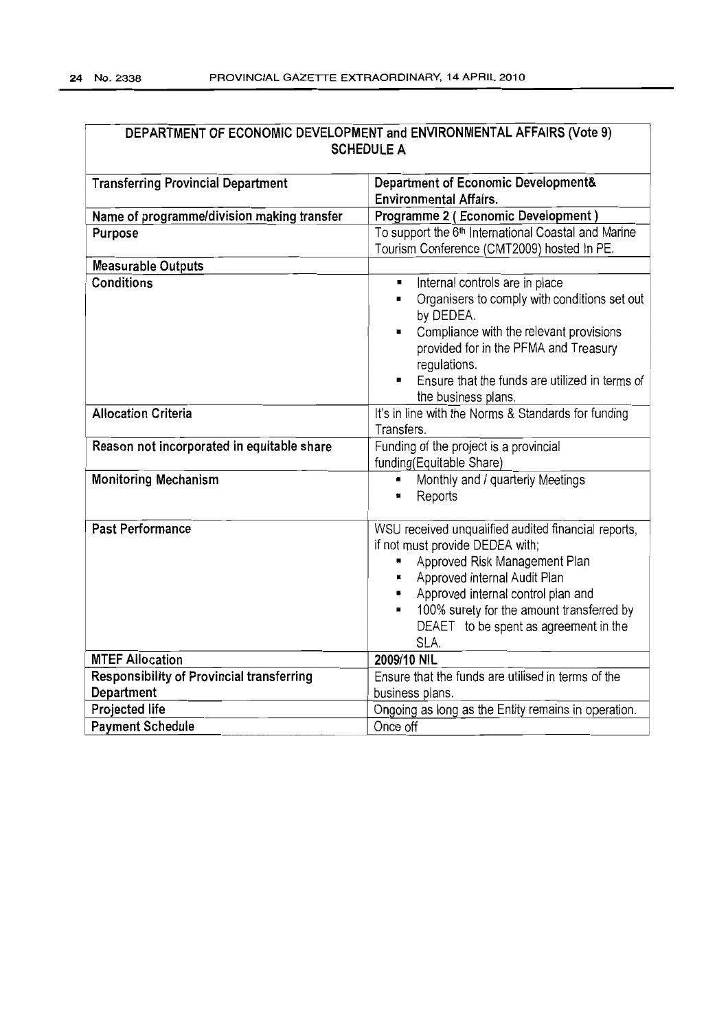| DEPARTMENT OF ECONOMIC DEVELOPMENT and ENVIRONMENTAL AFFAIRS (Vote 9) SCHEDULE A | |
|---|---|
| **Transferring Provincial Department** | **Department of Economic Development& Environmental Affairs.** |
| **Name of programme/division making transfer** | **Programme 2 ( Economic Development )** |
| **Purpose** | To support the 6th International Coastal and Marine Tourism Conference (CMT2009) hosted In PE. |
| **Measurable Outputs** | |
| **Conditions** | ▪ Internal controls are in place<br>▪ Organisers to comply with conditions set out by DEDEA.<br>▪ Compliance with the relevant provisions provided for in the PFMA and Treasury regulations.<br>▪ Ensure that the funds are utilized in terms of the business plans. |
| **Allocation Criteria** | It's in line with the Norms & Standards for funding Transfers. |
| **Reason not incorporated in equitable share** | Funding of the project is a provincial funding(Equitable Share) |
| **Monitoring Mechanism** | ▪ Monthly and / quarterly Meetings<br>▪ Reports |
| **Past Performance** | WSU received unqualified audited financial reports, if not must provide DEDEA with;<br>▪ Approved Risk Management Plan<br>▪ Approved internal Audit Plan<br>▪ Approved internal control plan and<br>▪ 100% surety for the amount transferred by DEAET to be spent as agreement in the SLA. |
| **MTEF Allocation** | **2009/10 NIL** |
| **Responsibility of Provincial transferring Department** | Ensure that the funds are utilised in terms of the business plans. |
| **Projected life** | Ongoing as long as the Entity remains in operation. |
| **Payment Schedule** | Once off |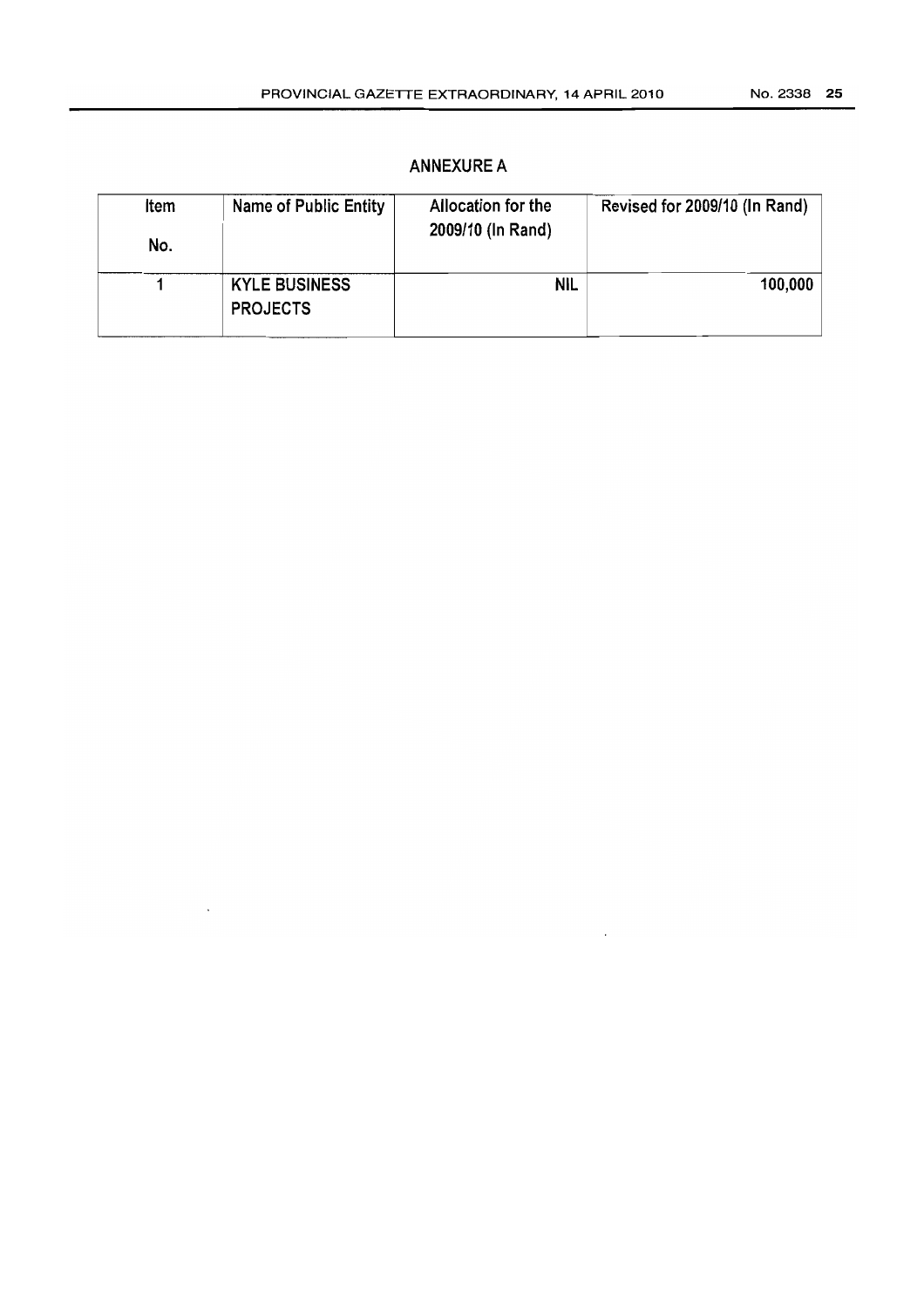## ANNEXURE A

| Item No. | Name of Public Entity | Allocation for the 2009/10 (In Rand) | Revised for 2009/10 (In Rand) |
|---|---|---|---|
| 1 | KYLE BUSINESS PROJECTS | NIL | 100,000 |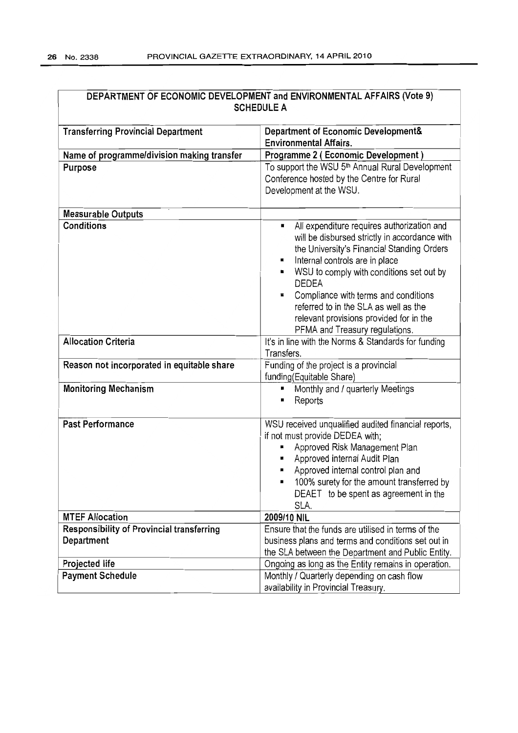| DEPARTMENT OF ECONOMIC DEVELOPMENT and ENVIRONMENTAL AFFAIRS (Vote 9) SCHEDULE A | |
|---|---|
| **Transferring Provincial Department** | **Department of Economic Development& Environmental Affairs.** |
| **Name of programme/division making transfer** | **Programme 2 ( Economic Development )** |
| **Purpose** | To support the WSU 5th Annual Rural Development Conference hosted by the Centre for Rural Development at the WSU. |
| **Measurable Outputs** | |
| **Conditions** | ▪ All expenditure requires authorization and will be disbursed strictly in accordance with the University's Financial Standing Orders<br>▪ Internal controls are in place<br>▪ WSU to comply with conditions set out by DEDEA<br>▪ Compliance with terms and conditions referred to in the SLA as well as the relevant provisions provided for in the PFMA and Treasury regulations. |
| **Allocation Criteria** | It's in line with the Norms & Standards for funding Transfers. |
| **Reason not incorporated in equitable share** | Funding of the project is a provincial funding(Equitable Share) |
| **Monitoring Mechanism** | ▪ Monthly and / quarterly Meetings<br>▪ Reports |
| **Past Performance** | WSU received unqualified audited financial reports, if not must provide DEDEA with;<br>▪ Approved Risk Management Plan<br>▪ Approved internal Audit Plan<br>▪ Approved internal control plan and<br>▪ 100% surety for the amount transferred by DEAET to be spent as agreement in the SLA. |
| **MTEF Allocation** | **2009/10 NIL** |
| **Responsibility of Provincial transferring Department** | Ensure that the funds are utilised in terms of the business plans and terms and conditions set out in the SLA between the Department and Public Entity. |
| **Projected life** | Ongoing as long as the Entity remains in operation. |
| **Payment Schedule** | Monthly / Quarterly depending on cash flow availability in Provincial Treasury. |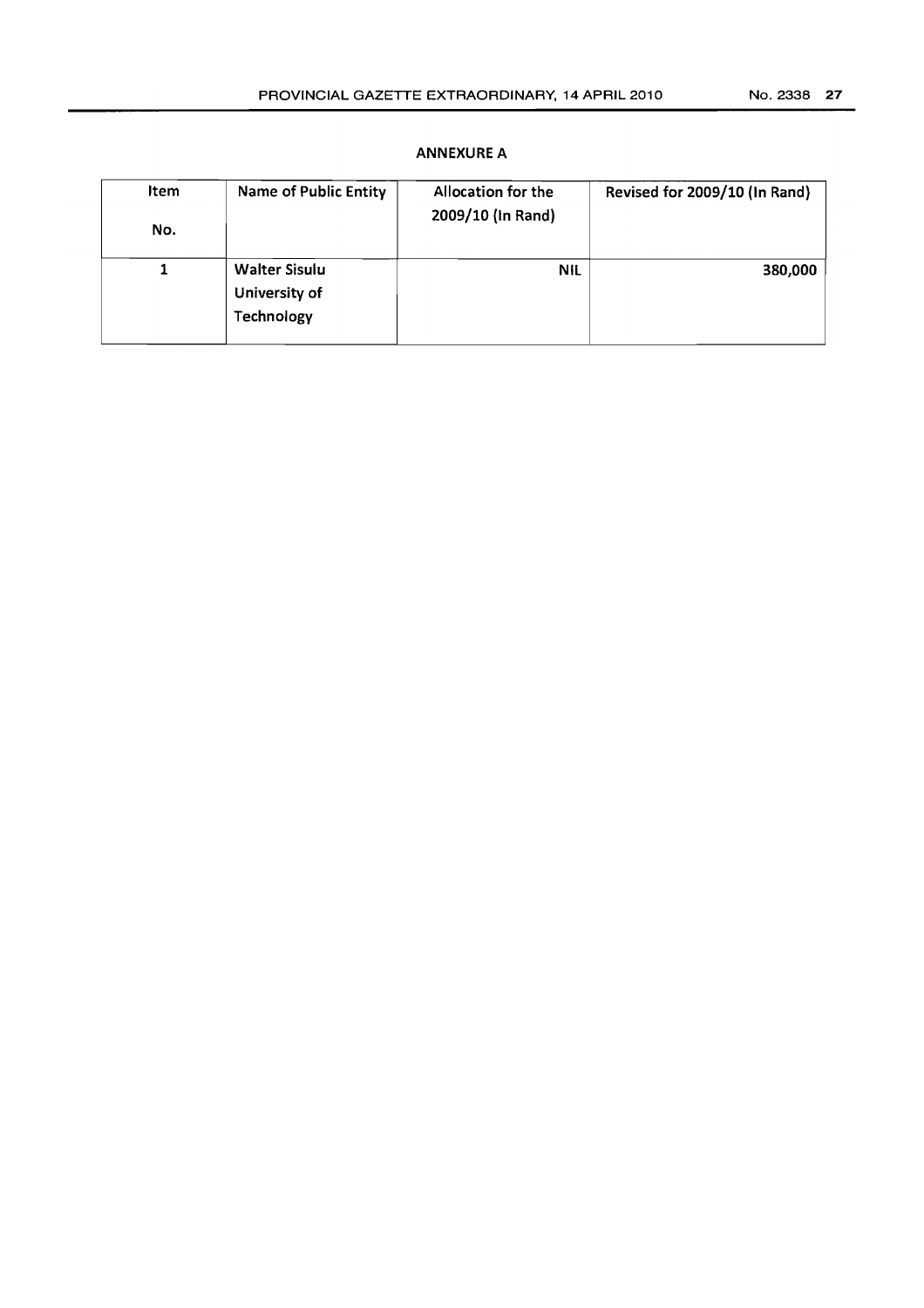## ANNEXURE A

| Item No. | Name of Public Entity | Allocation for the 2009/10 (In Rand) | Revised for 2009/10 (In Rand) |
|---|---|---|---|
| 1 | Walter Sisulu University of Technology | NIL | 380,000 |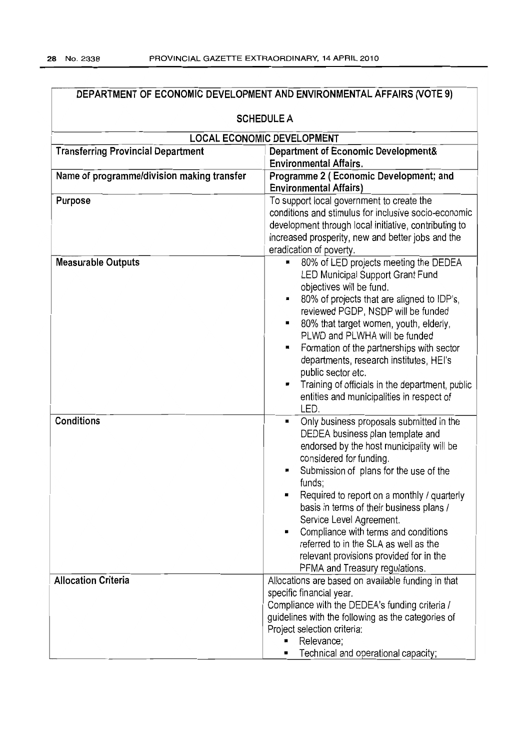## DEPARTMENT OF ECONOMIC DEVELOPMENT AND ENVIRONMENTAL AFFAIRS (VOTE 9)

### SCHEDULE A

| LOCAL ECONOMIC DEVELOPMENT | |
|---|---|
| **Transferring Provincial Department** | **Department of Economic Development& Environmental Affairs.** |
| **Name of programme/division making transfer** | **Programme 2 ( Economic Development; and Environmental Affairs)** |
| **Purpose** | To support local government to create the conditions and stimulus for inclusive socio-economic development through local initiative, contributing to increased prosperity, new and better jobs and the eradication of poverty. |
| **Measurable Outputs** | ▪ 80% of LED projects meeting the DEDEA LED Municipal Support Grant Fund objectives will be fund.<br>▪ 80% of projects that are aligned to IDP's, reviewed PGDP, NSDP will be funded<br>▪ 80% that target women, youth, elderly, PLWD and PLWHA will be funded<br>▪ Formation of the partnerships with sector departments, research institutes, HEI's public sector etc.<br>▪ Training of officials in the department, public entities and municipalities in respect of LED. |
| **Conditions** | ▪ Only business proposals submitted in the DEDEA business plan template and endorsed by the host municipality will be considered for funding.<br>▪ Submission of plans for the use of the funds;<br>▪ Required to report on a monthly / quarterly basis in terms of their business plans / Service Level Agreement.<br>▪ Compliance with terms and conditions referred to in the SLA as well as the relevant provisions provided for in the PFMA and Treasury regulations. |
| **Allocation Criteria** | Allocations are based on available funding in that specific financial year.<br>Compliance with the DEDEA's funding criteria / guidelines with the following as the categories of Project selection criteria:<br>▪ Relevance;<br>▪ Technical and operational capacity; |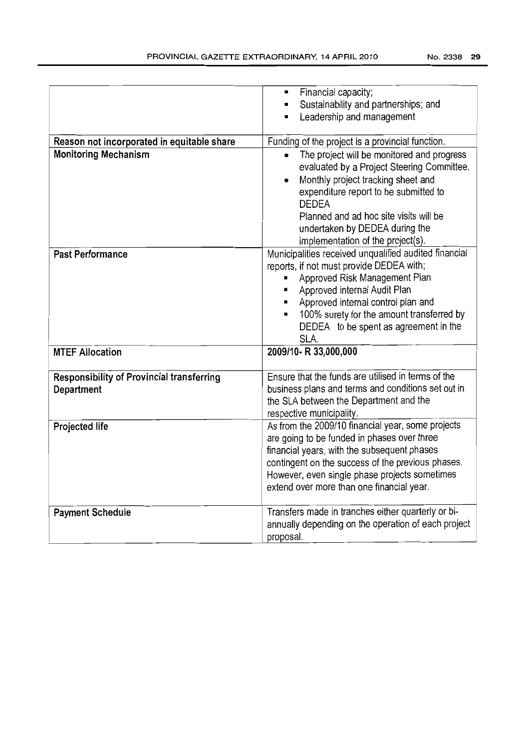| | |
|---|---|
| | ▪ Financial capacity;<br>▪ Sustainability and partnerships; and<br>▪ Leadership and management |
| **Reason not incorporated in equitable share** | Funding of the project is a provincial function. |
| **Monitoring Mechanism** | • The project will be monitored and progress evaluated by a Project Steering Committee.<br>• Monthly project tracking sheet and expenditure report to be submitted to DEDEA<br>Planned and ad hoc site visits will be undertaken by DEDEA during the implementation of the project(s). |
| **Past Performance** | Municipalities received unqualified audited financial reports, if not must provide DEDEA with;<br>▪ Approved Risk Management Plan<br>▪ Approved internal Audit Plan<br>▪ Approved internal control plan and<br>▪ 100% surety for the amount transferred by DEDEA to be spent as agreement in the SLA. |
| **MTEF Allocation** | **2009/10- R 33,000,000** |
| **Responsibility of Provincial transferring Department** | Ensure that the funds are utilised in terms of the business plans and terms and conditions set out in the SLA between the Department and the respective municipality. |
| **Projected life** | As from the 2009/10 financial year, some projects are going to be funded in phases over three financial years, with the subsequent phases contingent on the success of the previous phases. However, even single phase projects sometimes extend over more than one financial year. |
| **Payment Schedule** | Transfers made in tranches either quarterly or bi-annually depending on the operation of each project proposal. |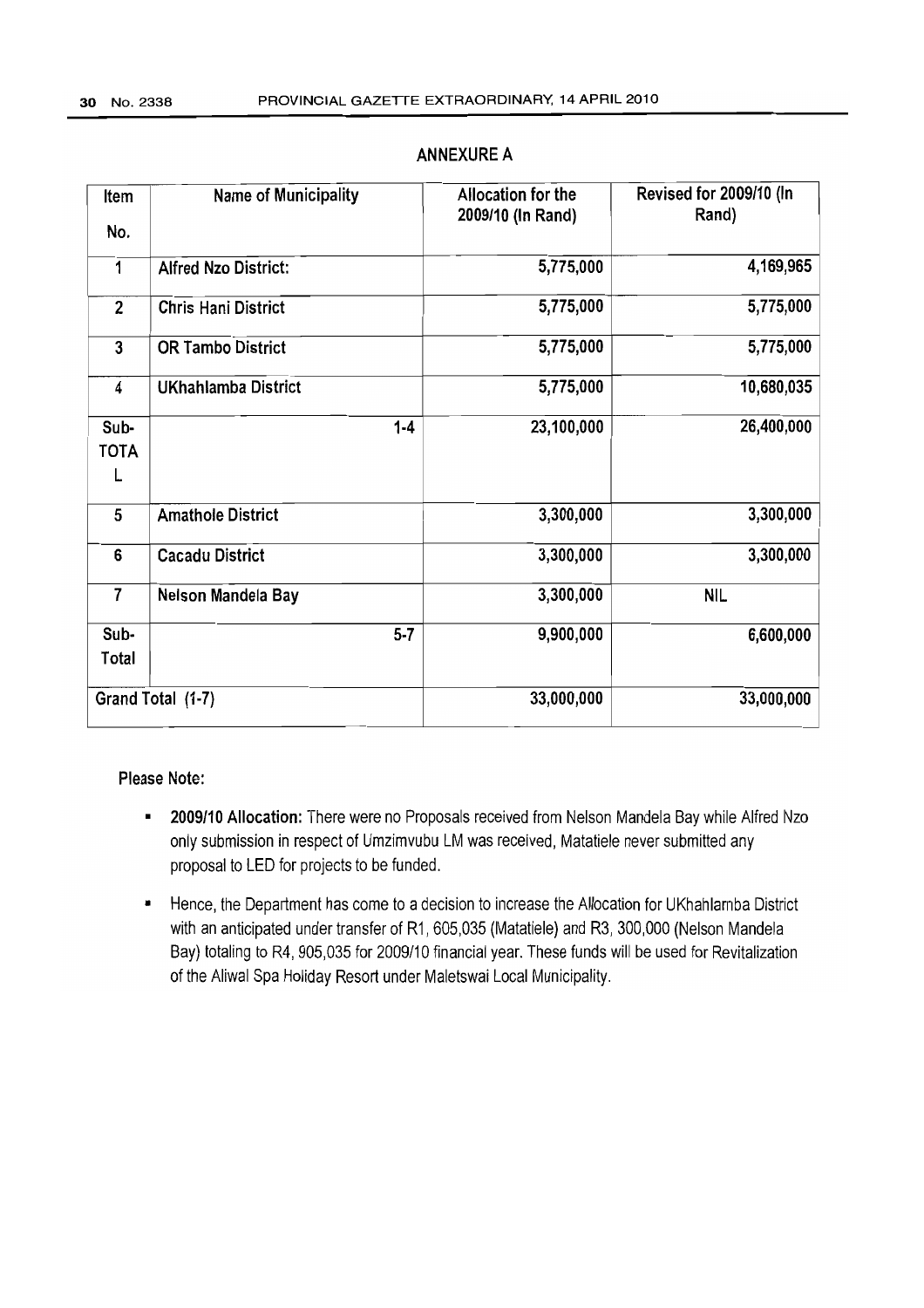## ANNEXURE A

| Item No. | Name of Municipality | Allocation for the 2009/10 (In Rand) | Revised for 2009/10 (In Rand) |
|---|---|---|---|
| 1 | Alfred Nzo District: | 5,775,000 | 4,169,965 |
| 2 | Chris Hani District | 5,775,000 | 5,775,000 |
| 3 | OR Tambo District | 5,775,000 | 5,775,000 |
| 4 | UKhahlamba District | 5,775,000 | 10,680,035 |
| Sub-TOTAL | 1-4 | 23,100,000 | 26,400,000 |
| 5 | Amathole District | 3,300,000 | 3,300,000 |
| 6 | Cacadu District | 3,300,000 | 3,300,000 |
| 7 | Nelson Mandela Bay | 3,300,000 | NIL |
| Sub-Total | 5-7 | 9,900,000 | 6,600,000 |
| Grand Total (1-7) | | 33,000,000 | 33,000,000 |

**Please Note:**

- **2009/10 Allocation:** There were no Proposals received from Nelson Mandela Bay while Alfred Nzo only submission in respect of Umzimvubu LM was received, Matatiele never submitted any proposal to LED for projects to be funded.
- Hence, the Department has come to a decision to increase the Allocation for UKhahlamba District with an anticipated under transfer of R1, 605,035 (Matatiele) and R3, 300,000 (Nelson Mandela Bay) totaling to R4, 905,035 for 2009/10 financial year. These funds will be used for Revitalization of the Aliwal Spa Holiday Resort under Maletswai Local Municipality.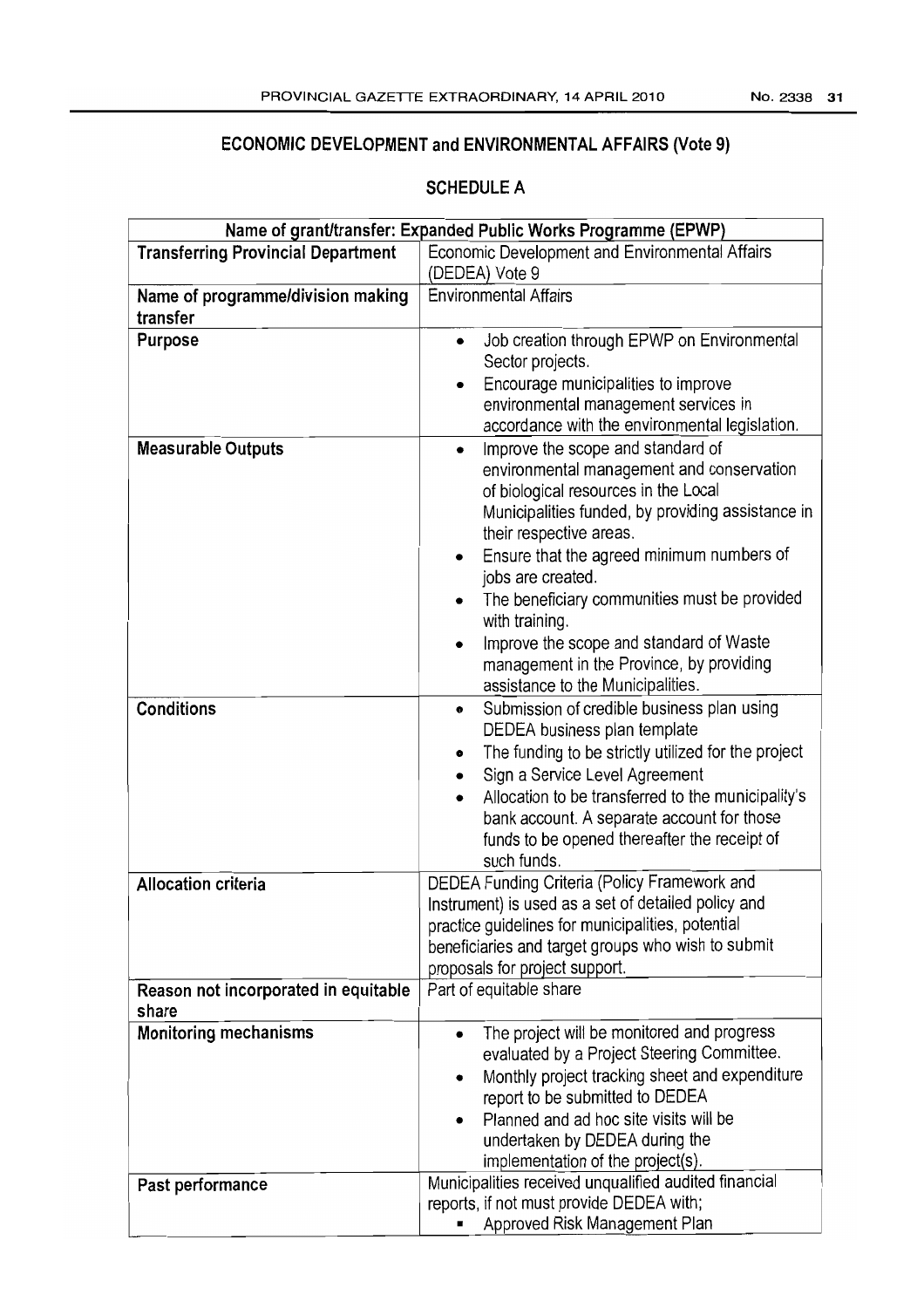## ECONOMIC DEVELOPMENT and ENVIRONMENTAL AFFAIRS (Vote 9)

### SCHEDULE A

| Name of grant/transfer: Expanded Public Works Programme (EPWP) | |
|---|---|
| **Transferring Provincial Department** | Economic Development and Environmental Affairs (DEDEA) Vote 9 |
| **Name of programme/division making transfer** | Environmental Affairs |
| **Purpose** | • Job creation through EPWP on Environmental Sector projects.<br>• Encourage municipalities to improve environmental management services in accordance with the environmental legislation. |
| **Measurable Outputs** | • Improve the scope and standard of environmental management and conservation of biological resources in the Local Municipalities funded, by providing assistance in their respective areas.<br>• Ensure that the agreed minimum numbers of jobs are created.<br>• The beneficiary communities must be provided with training.<br>• Improve the scope and standard of Waste management in the Province, by providing assistance to the Municipalities. |
| **Conditions** | • Submission of credible business plan using DEDEA business plan template<br>• The funding to be strictly utilized for the project<br>• Sign a Service Level Agreement<br>• Allocation to be transferred to the municipality's bank account. A separate account for those funds to be opened thereafter the receipt of such funds. |
| **Allocation criteria** | DEDEA Funding Criteria (Policy Framework and Instrument) is used as a set of detailed policy and practice guidelines for municipalities, potential beneficiaries and target groups who wish to submit proposals for project support. |
| **Reason not incorporated in equitable share** | Part of equitable share |
| **Monitoring mechanisms** | • The project will be monitored and progress evaluated by a Project Steering Committee.<br>• Monthly project tracking sheet and expenditure report to be submitted to DEDEA<br>• Planned and ad hoc site visits will be undertaken by DEDEA during the implementation of the project(s). |
| **Past performance** | Municipalities received unqualified audited financial reports, if not must provide DEDEA with;<br>▪ Approved Risk Management Plan |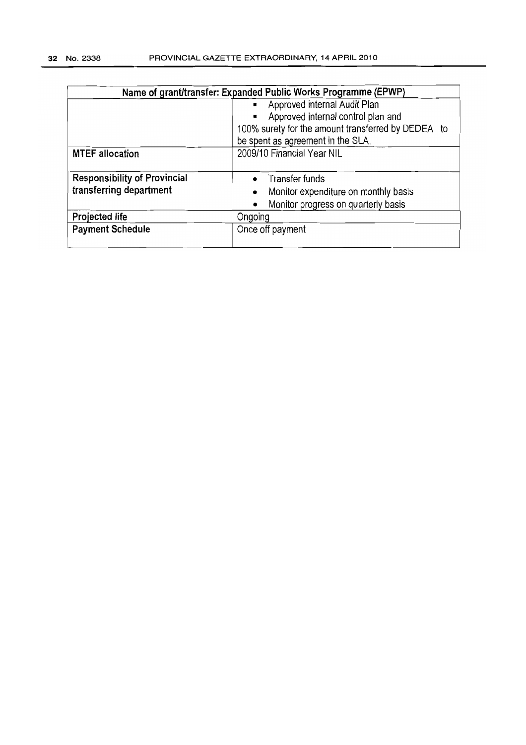| Name of grant/transfer: Expanded Public Works Programme (EPWP) | |
|---|---|
| | ▪ Approved internal Audit Plan<br>▪ Approved internal control plan and<br>100% surety for the amount transferred by DEDEA to be spent as agreement in the SLA. |
| **MTEF allocation** | 2009/10 Financial Year NIL |
| **Responsibility of Provincial transferring department** | • Transfer funds<br>• Monitor expenditure on monthly basis<br>• Monitor progress on quarterly basis |
| **Projected life** | Ongoing |
| **Payment Schedule** | Once off payment |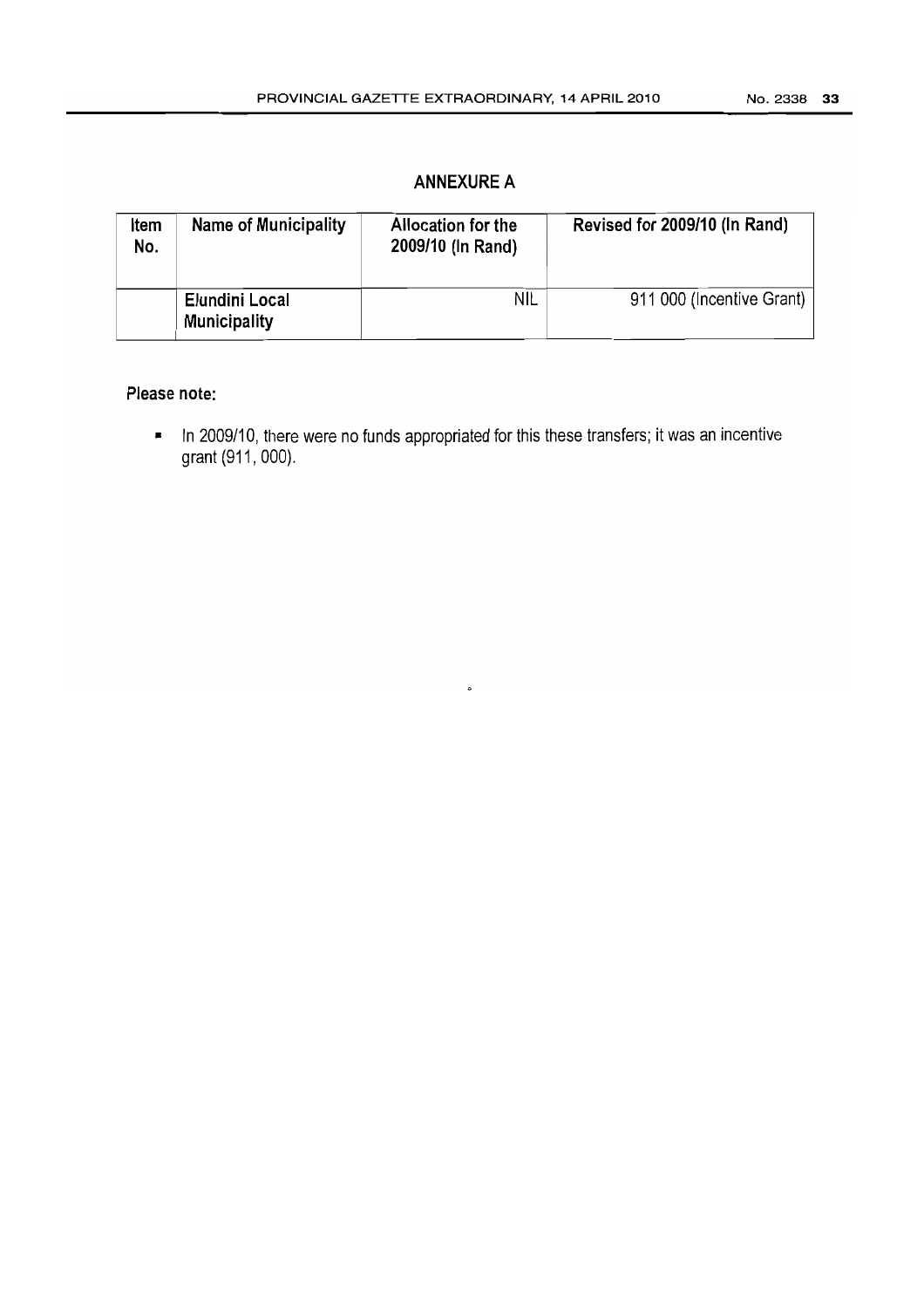## ANNEXURE A

| Item No. | Name of Municipality | Allocation for the 2009/10 (In Rand) | Revised for 2009/10 (In Rand) |
|---|---|---|---|
| | Elundini Local Municipality | NIL | 911 000 (Incentive Grant) |

**Please note:**

- In 2009/10, there were no funds appropriated for this these transfers; it was an incentive grant (911, 000).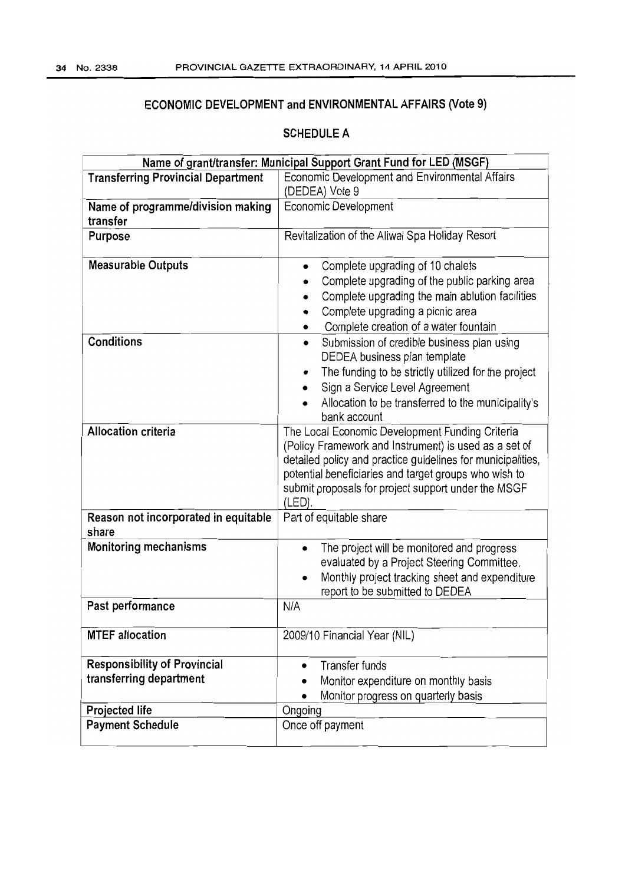## ECONOMIC DEVELOPMENT and ENVIRONMENTAL AFFAIRS (Vote 9)

### SCHEDULE A

| Name of grant/transfer: Municipal Support Grant Fund for LED (MSGF) | |
|---|---|
| **Transferring Provincial Department** | Economic Development and Environmental Affairs (DEDEA) Vote 9 |
| **Name of programme/division making transfer** | Economic Development |
| **Purpose** | Revitalization of the Aliwal Spa Holiday Resort |
| **Measurable Outputs** | • Complete upgrading of 10 chalets<br>• Complete upgrading of the public parking area<br>• Complete upgrading the main ablution facilities<br>• Complete upgrading a picnic area<br>• Complete creation of a water fountain |
| **Conditions** | • Submission of credible business plan using DEDEA business plan template<br>• The funding to be strictly utilized for the project<br>• Sign a Service Level Agreement<br>• Allocation to be transferred to the municipality's bank account |
| **Allocation criteria** | The Local Economic Development Funding Criteria (Policy Framework and Instrument) is used as a set of detailed policy and practice guidelines for municipalities, potential beneficiaries and target groups who wish to submit proposals for project support under the MSGF (LED). |
| **Reason not incorporated in equitable share** | Part of equitable share |
| **Monitoring mechanisms** | • The project will be monitored and progress evaluated by a Project Steering Committee.<br>• Monthly project tracking sheet and expenditure report to be submitted to DEDEA |
| **Past performance** | N/A |
| **MTEF allocation** | 2009/10 Financial Year (NIL) |
| **Responsibility of Provincial transferring department** | • Transfer funds<br>• Monitor expenditure on monthly basis<br>• Monitor progress on quarterly basis |
| **Projected life** | Ongoing |
| **Payment Schedule** | Once off payment |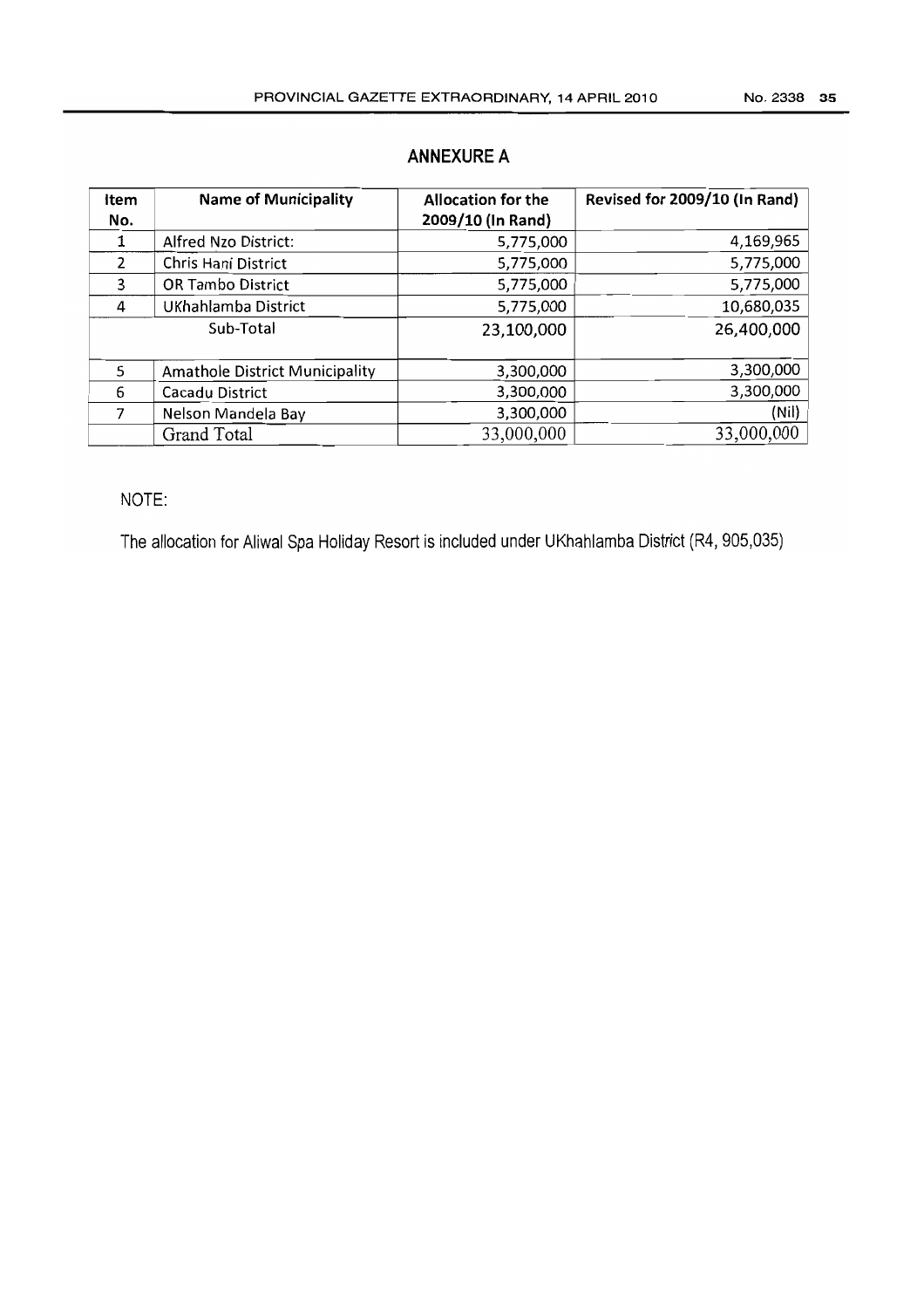## ANNEXURE A

| Item No. | Name of Municipality | Allocation for the 2009/10 (In Rand) | Revised for 2009/10 (In Rand) |
|---|---|---|---|
| 1 | Alfred Nzo District: | 5,775,000 | 4,169,965 |
| 2 | Chris Hani District | 5,775,000 | 5,775,000 |
| 3 | OR Tambo District | 5,775,000 | 5,775,000 |
| 4 | UKhahlamba District | 5,775,000 | 10,680,035 |
| | Sub-Total | 23,100,000 | 26,400,000 |
| 5 | Amathole District Municipality | 3,300,000 | 3,300,000 |
| 6 | Cacadu District | 3,300,000 | 3,300,000 |
| 7 | Nelson Mandela Bay | 3,300,000 | (Nil) |
| | Grand Total | 33,000,000 | 33,000,000 |

NOTE:

The allocation for Aliwal Spa Holiday Resort is included under UKhahlamba District (R4, 905,035)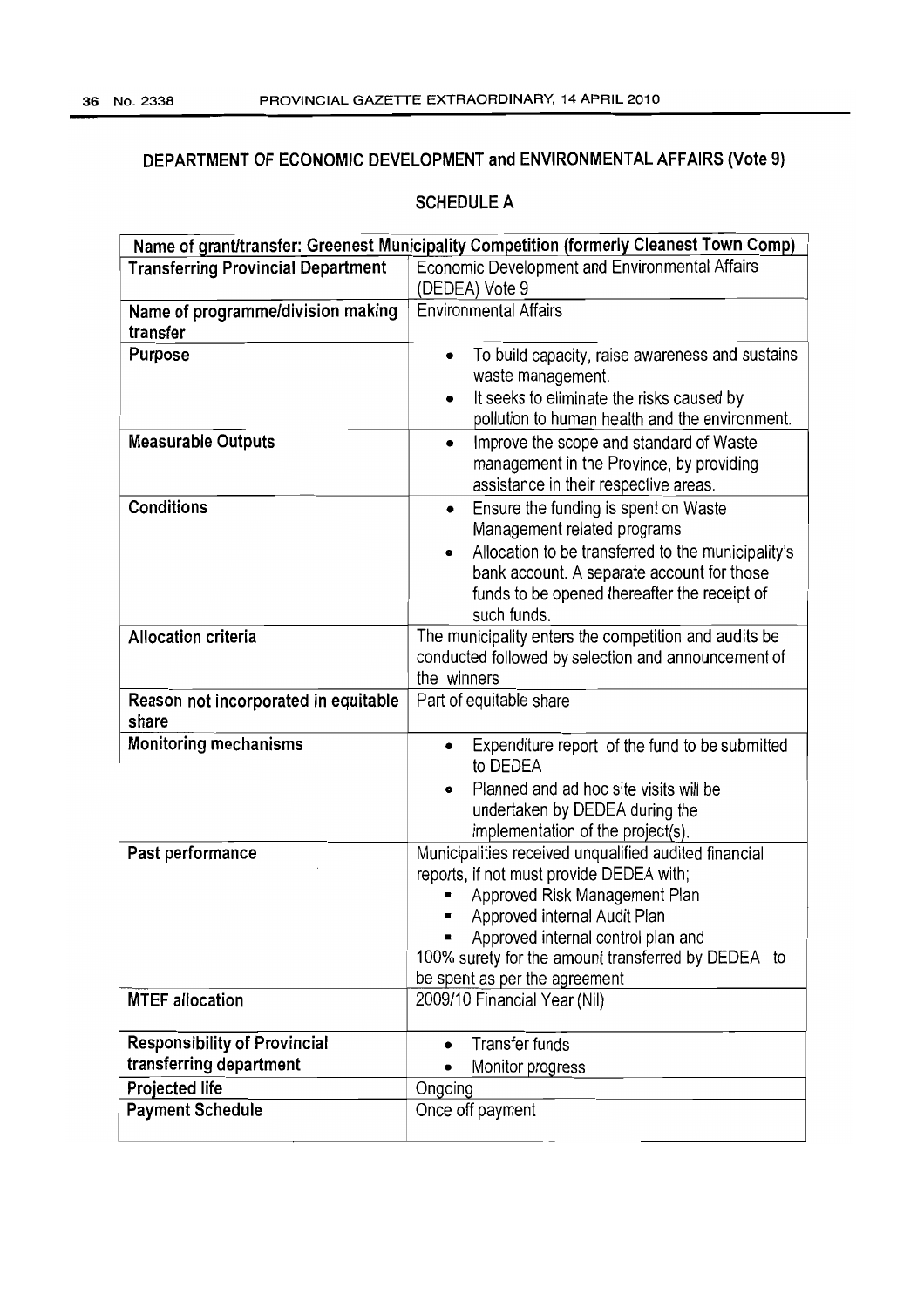## DEPARTMENT OF ECONOMIC DEVELOPMENT and ENVIRONMENTAL AFFAIRS (Vote 9)

### SCHEDULE A

| Name of grant/transfer: Greenest Municipality Competition (formerly Cleanest Town Comp) | |
|---|---|
| **Transferring Provincial Department** | Economic Development and Environmental Affairs (DEDEA) Vote 9 |
| **Name of programme/division making transfer** | Environmental Affairs |
| **Purpose** | • To build capacity, raise awareness and sustains waste management.<br>• It seeks to eliminate the risks caused by pollution to human health and the environment. |
| **Measurable Outputs** | • Improve the scope and standard of Waste management in the Province, by providing assistance in their respective areas. |
| **Conditions** | • Ensure the funding is spent on Waste Management related programs<br>• Allocation to be transferred to the municipality's bank account. A separate account for those funds to be opened thereafter the receipt of such funds. |
| **Allocation criteria** | The municipality enters the competition and audits be conducted followed by selection and announcement of the winners |
| **Reason not incorporated in equitable share** | Part of equitable share |
| **Monitoring mechanisms** | • Expenditure report of the fund to be submitted to DEDEA<br>• Planned and ad hoc site visits will be undertaken by DEDEA during the implementation of the project(s). |
| **Past performance** | Municipalities received unqualified audited financial reports, if not must provide DEDEA with;<br>▪ Approved Risk Management Plan<br>▪ Approved internal Audit Plan<br>▪ Approved internal control plan and<br>100% surety for the amount transferred by DEDEA to be spent as per the agreement |
| **MTEF allocation** | 2009/10 Financial Year (Nil) |
| **Responsibility of Provincial transferring department** | • Transfer funds<br>• Monitor progress |
| **Projected life** | Ongoing |
| **Payment Schedule** | Once off payment |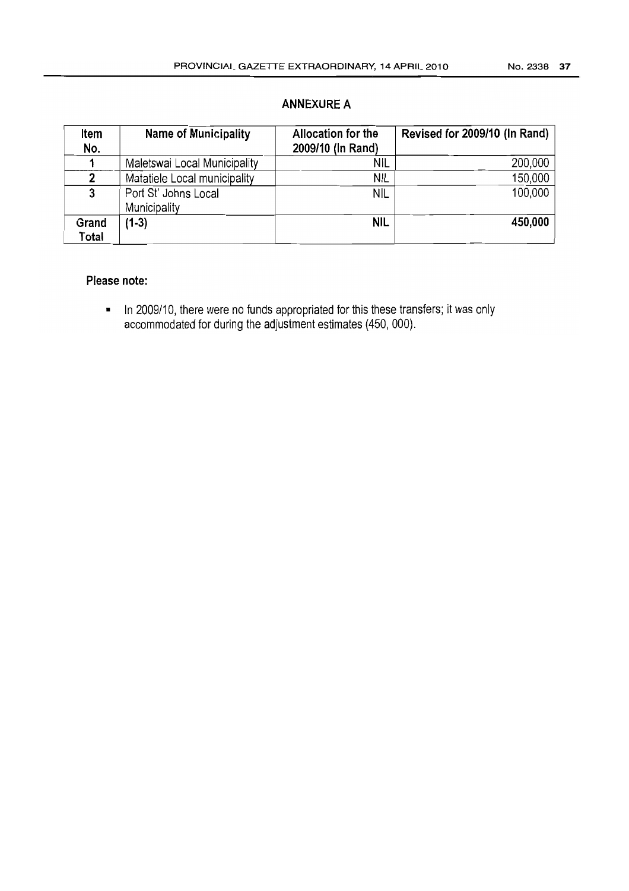## ANNEXURE A

| Item No. | Name of Municipality | Allocation for the 2009/10 (In Rand) | Revised for 2009/10 (In Rand) |
|---|---|---|---|
| 1 | Maletswai Local Municipality | NIL | 200,000 |
| 2 | Matatiele Local municipality | NIL | 150,000 |
| 3 | Port St' Johns Local Municipality | NIL | 100,000 |
| **Grand Total** | **(1-3)** | **NIL** | **450,000** |

**Please note:**

- In 2009/10, there were no funds appropriated for this these transfers; it was only accommodated for during the adjustment estimates (450, 000).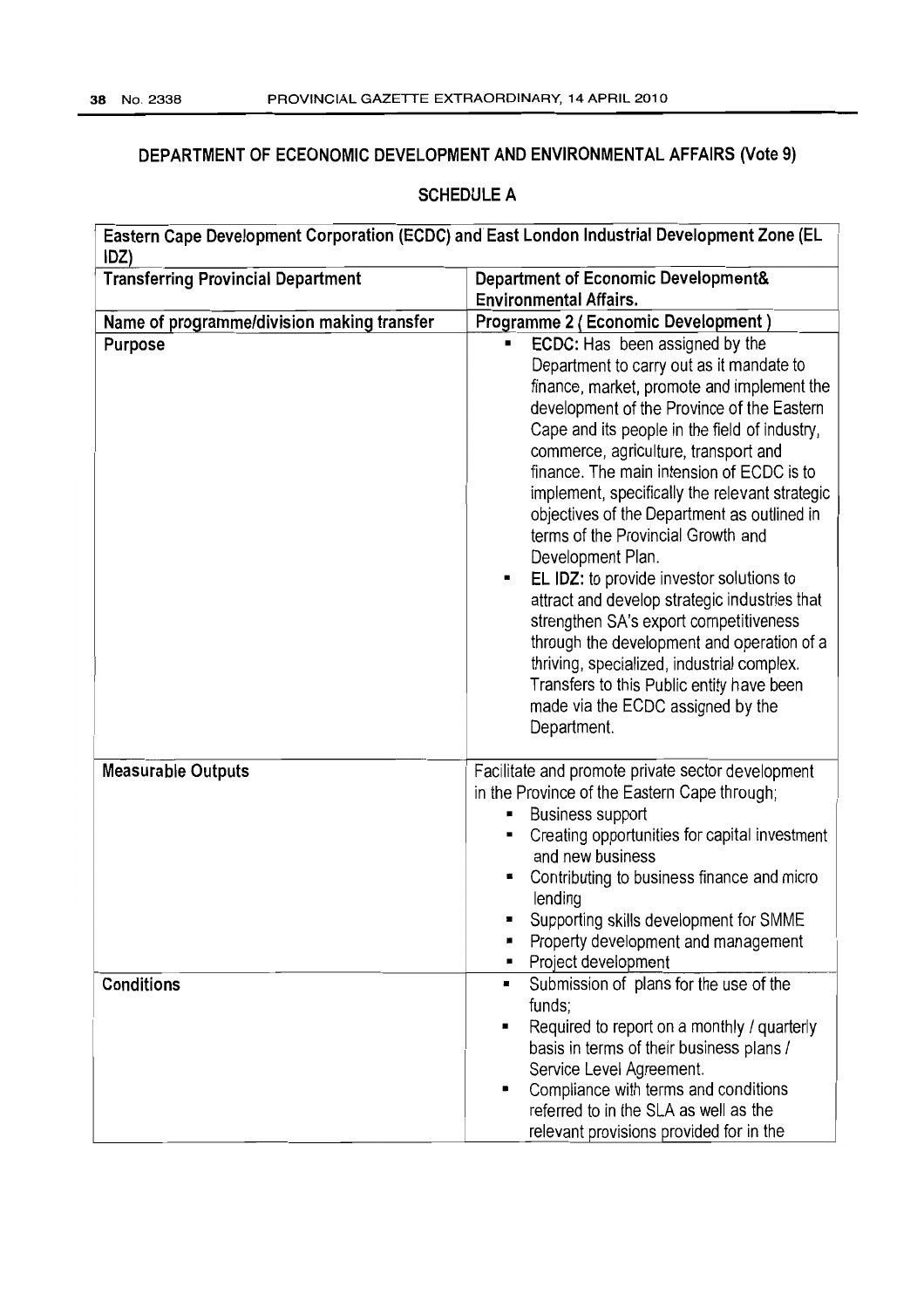## DEPARTMENT OF ECEONOMIC DEVELOPMENT AND ENVIRONMENTAL AFFAIRS (Vote 9)

### SCHEDULE A

| Eastern Cape Development Corporation (ECDC) and East London Industrial Development Zone (EL IDZ) | |
|---|---|
| **Transferring Provincial Department** | **Department of Economic Development& Environmental Affairs.** |
| **Name of programme/division making transfer** | **Programme 2 ( Economic Development )** |
| **Purpose** | ▪ **ECDC:** Has been assigned by the Department to carry out as it mandate to finance, market, promote and implement the development of the Province of the Eastern Cape and its people in the field of industry, commerce, agriculture, transport and finance. The main intension of ECDC is to implement, specifically the relevant strategic objectives of the Department as outlined in terms of the Provincial Growth and Development Plan.<br>▪ **EL IDZ:** to provide investor solutions to attract and develop strategic industries that strengthen SA's export competitiveness through the development and operation of a thriving, specialized, industrial complex. Transfers to this Public entity have been made via the ECDC assigned by the Department. |
| **Measurable Outputs** | Facilitate and promote private sector development in the Province of the Eastern Cape through;<br>▪ Business support<br>▪ Creating opportunities for capital investment and new business<br>▪ Contributing to business finance and micro lending<br>▪ Supporting skills development for SMME<br>▪ Property development and management<br>▪ Project development |
| **Conditions** | ▪ Submission of plans for the use of the funds;<br>▪ Required to report on a monthly / quarterly basis in terms of their business plans / Service Level Agreement.<br>▪ Compliance with terms and conditions referred to in the SLA as well as the relevant provisions provided for in the |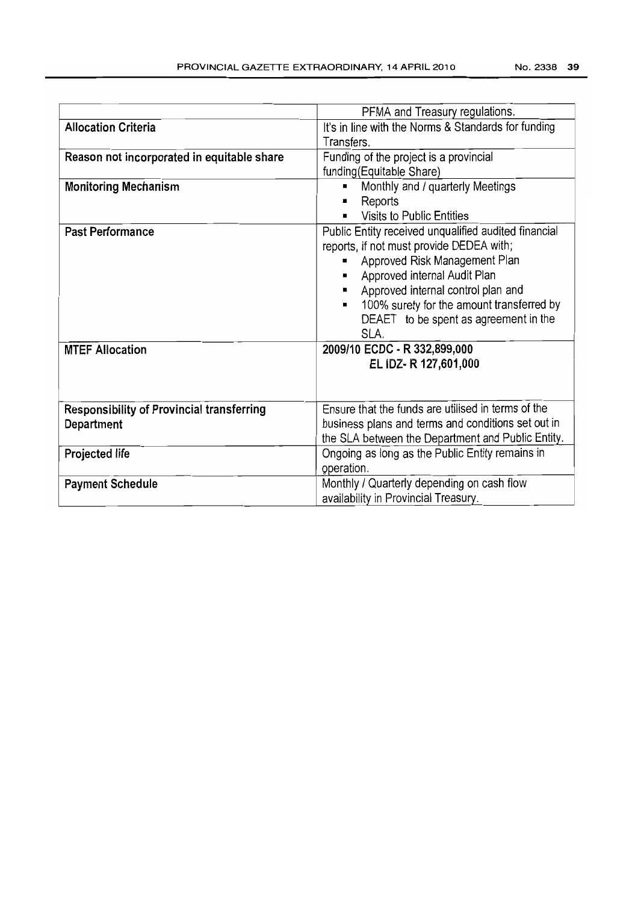| | |
|---|---|
| | PFMA and Treasury regulations. |
| **Allocation Criteria** | It's in line with the Norms & Standards for funding Transfers. |
| **Reason not incorporated in equitable share** | Funding of the project is a provincial funding(Equitable Share) |
| **Monitoring Mechanism** | ▪ Monthly and / quarterly Meetings<br>▪ Reports<br>▪ Visits to Public Entities |
| **Past Performance** | Public Entity received unqualified audited financial reports, if not must provide DEDEA with;<br>▪ Approved Risk Management Plan<br>▪ Approved internal Audit Plan<br>▪ Approved internal control plan and<br>▪ 100% surety for the amount transferred by DEAET to be spent as agreement in the SLA. |
| **MTEF Allocation** | **2009/10 ECDC - R 332,899,000**<br>**EL IDZ- R 127,601,000** |
| **Responsibility of Provincial transferring Department** | Ensure that the funds are utilised in terms of the business plans and terms and conditions set out in the SLA between the Department and Public Entity. |
| **Projected life** | Ongoing as long as the Public Entity remains in operation. |
| **Payment Schedule** | Monthly / Quarterly depending on cash flow availability in Provincial Treasury. |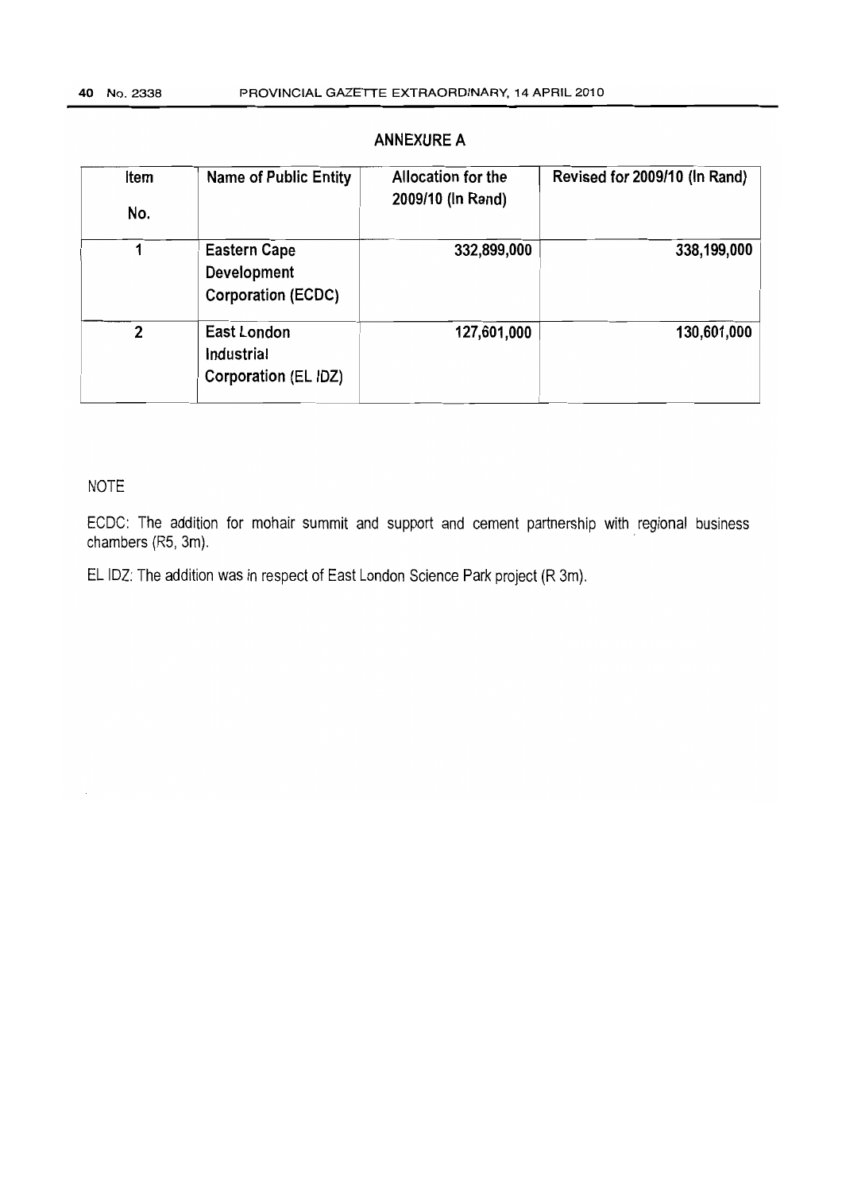## ANNEXURE A

| Item No. | Name of Public Entity | Allocation for the 2009/10 (In Rand) | Revised for 2009/10 (In Rand) |
|---|---|---|---|
| 1 | Eastern Cape Development Corporation (ECDC) | 332,899,000 | 338,199,000 |
| 2 | East London Industrial Corporation (EL IDZ) | 127,601,000 | 130,601,000 |

NOTE

ECDC: The addition for mohair summit and support and cement partnership with regional business chambers (R5, 3m).

EL IDZ: The addition was in respect of East London Science Park project (R 3m).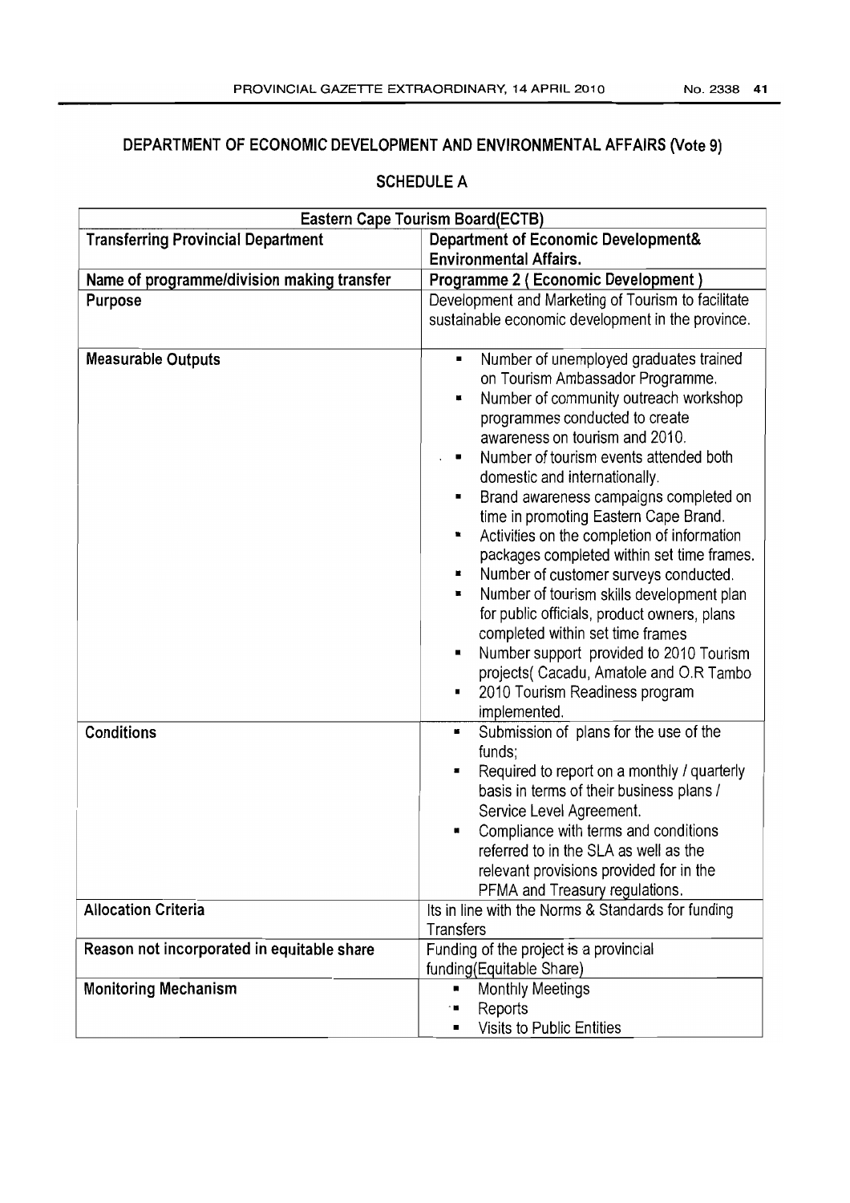## DEPARTMENT OF ECONOMIC DEVELOPMENT AND ENVIRONMENTAL AFFAIRS (Vote 9)

### SCHEDULE A

| Eastern Cape Tourism Board(ECTB) | |
|---|---|
| **Transferring Provincial Department** | **Department of Economic Development& Environmental Affairs.** |
| **Name of programme/division making transfer** | **Programme 2 ( Economic Development )** |
| **Purpose** | Development and Marketing of Tourism to facilitate sustainable economic development in the province. |
| **Measurable Outputs** | ▪ Number of unemployed graduates trained on Tourism Ambassador Programme.<br>▪ Number of community outreach workshop programmes conducted to create awareness on tourism and 2010.<br>▪ Number of tourism events attended both domestic and internationally.<br>▪ Brand awareness campaigns completed on time in promoting Eastern Cape Brand.<br>▪ Activities on the completion of information packages completed within set time frames.<br>▪ Number of customer surveys conducted.<br>▪ Number of tourism skills development plan for public officials, product owners, plans completed within set time frames<br>▪ Number support provided to 2010 Tourism projects( Cacadu, Amatole and O.R Tambo<br>▪ 2010 Tourism Readiness program implemented. |
| **Conditions** | ▪ Submission of plans for the use of the funds;<br>▪ Required to report on a monthly / quarterly basis in terms of their business plans / Service Level Agreement.<br>▪ Compliance with terms and conditions referred to in the SLA as well as the relevant provisions provided for in the PFMA and Treasury regulations. |
| **Allocation Criteria** | Its in line with the Norms & Standards for funding Transfers |
| **Reason not incorporated in equitable share** | Funding of the project is a provincial funding(Equitable Share) |
| **Monitoring Mechanism** | ▪ Monthly Meetings<br>▪ Reports<br>▪ Visits to Public Entities |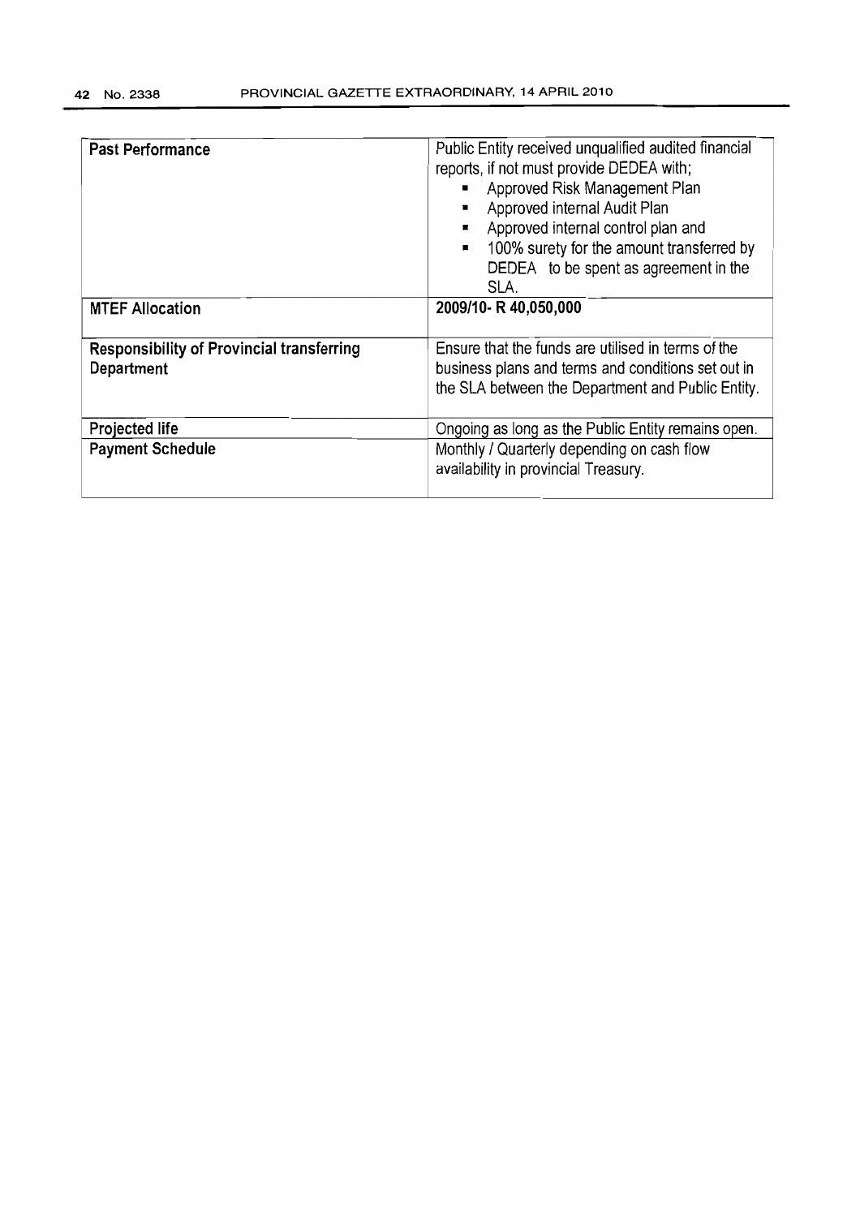| | |
|---|---|
| **Past Performance** | Public Entity received unqualified audited financial reports, if not must provide DEDEA with; <br>▪ Approved Risk Management Plan <br>▪ Approved internal Audit Plan <br>▪ Approved internal control plan and <br>▪ 100% surety for the amount transferred by DEDEA to be spent as agreement in the SLA. |
| **MTEF Allocation** | **2009/10- R 40,050,000** |
| **Responsibility of Provincial transferring Department** | Ensure that the funds are utilised in terms of the business plans and terms and conditions set out in the SLA between the Department and Public Entity. |
| **Projected life** | Ongoing as long as the Public Entity remains open. |
| **Payment Schedule** | Monthly / Quarterly depending on cash flow availability in provincial Treasury. |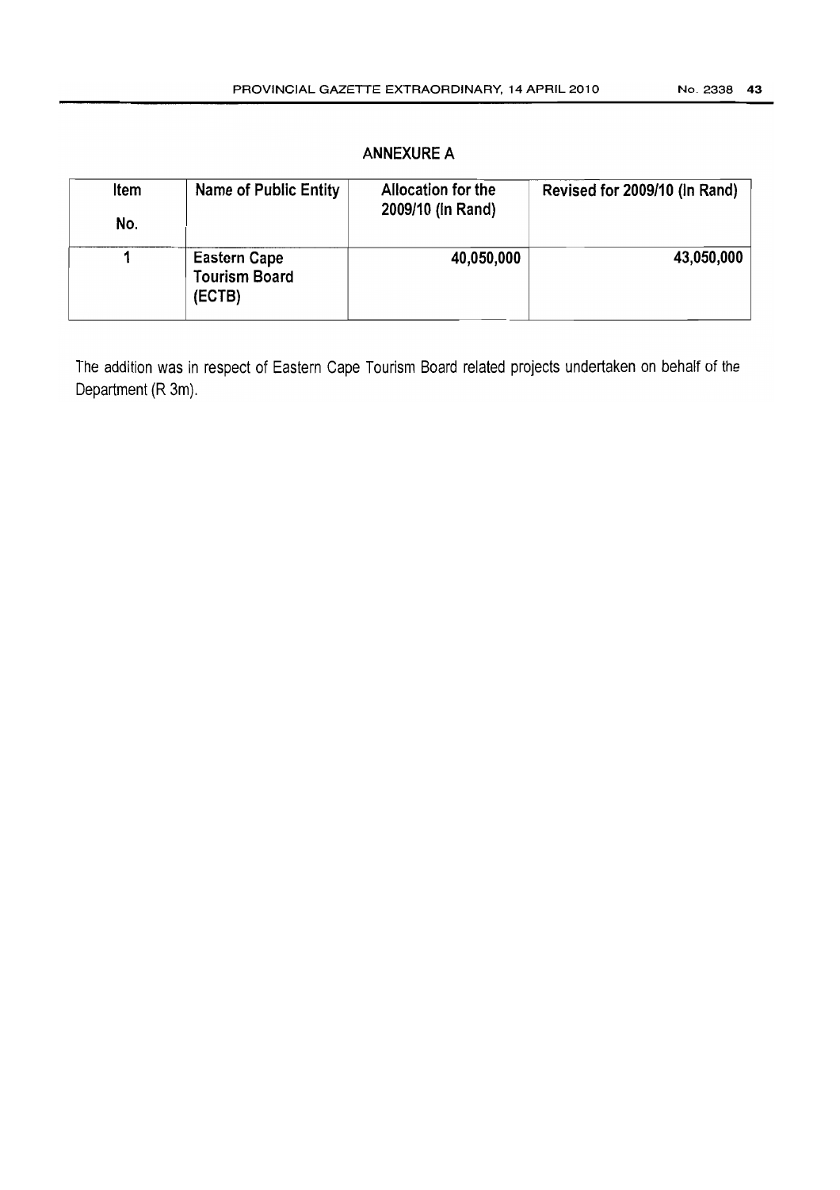## ANNEXURE A

| Item No. | Name of Public Entity | Allocation for the 2009/10 (In Rand) | Revised for 2009/10 (In Rand) |
|---|---|---|---|
| 1 | Eastern Cape Tourism Board (ECTB) | 40,050,000 | 43,050,000 |

The addition was in respect of Eastern Cape Tourism Board related projects undertaken on behalf of the Department (R 3m).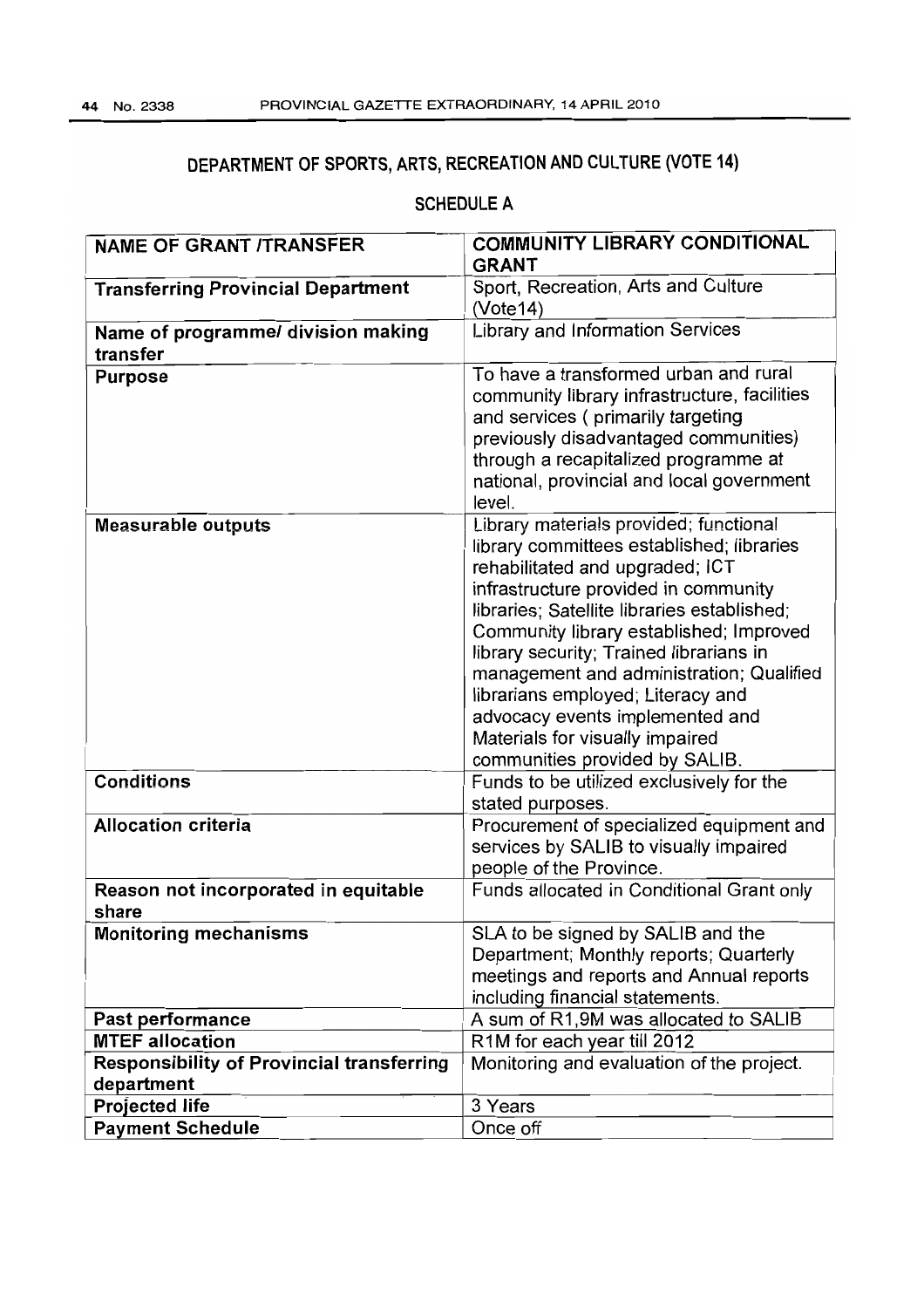# DEPARTMENT OF SPORTS, ARTS, RECREATION AND CULTURE (VOTE 14)

## SCHEDULE A

| NAME OF GRANT /TRANSFER | COMMUNITY LIBRARY CONDITIONAL GRANT |
|---|---|
| **Transferring Provincial Department** | Sport, Recreation, Arts and Culture (Vote14) |
| **Name of programme/ division making transfer** | Library and Information Services |
| **Purpose** | To have a transformed urban and rural community library infrastructure, facilities and services ( primarily targeting previously disadvantaged communities) through a recapitalized programme at national, provincial and local government level. |
| **Measurable outputs** | Library materials provided; functional library committees established; libraries rehabilitated and upgraded; ICT infrastructure provided in community libraries; Satellite libraries established; Community library established; Improved library security; Trained librarians in management and administration; Qualified librarians employed; Literacy and advocacy events implemented and Materials for visually impaired communities provided by SALIB. |
| **Conditions** | Funds to be utilized exclusively for the stated purposes. |
| **Allocation criteria** | Procurement of specialized equipment and services by SALIB to visually impaired people of the Province. |
| **Reason not incorporated in equitable share** | Funds allocated in Conditional Grant only |
| **Monitoring mechanisms** | SLA to be signed by SALIB and the Department; Monthly reports; Quarterly meetings and reports and Annual reports including financial statements. |
| **Past performance** | A sum of R1,9M was allocated to SALIB |
| **MTEF allocation** | R1M for each year till 2012 |
| **Responsibility of Provincial transferring department** | Monitoring and evaluation of the project. |
| **Projected life** | 3 Years |
| **Payment Schedule** | Once off |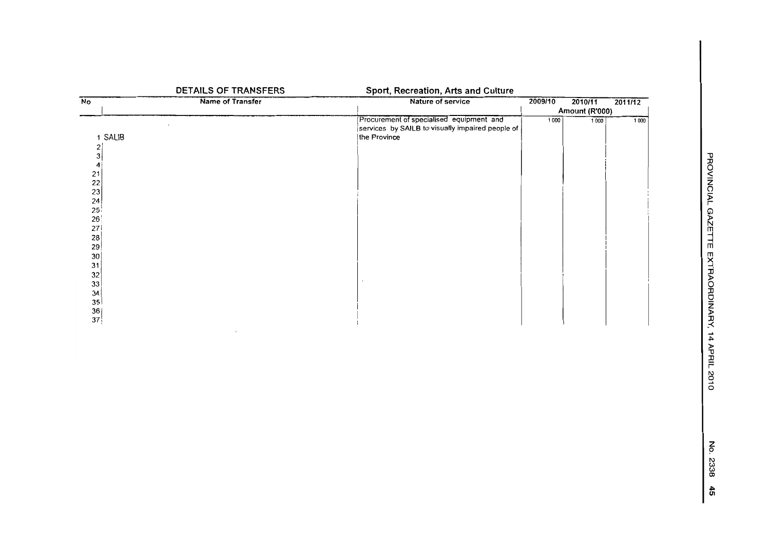## DETAILS OF TRANSFERS — Sport, Recreation, Arts and Culture

| No | Name of Transfer | Nature of service | 2009/10 | 2010/11 | 2011/12 |
|---|---|---|---|---|---|
| | | | Amount (R'000) | | |
| 1 | SALIB | Procurement of specialised equipment and services by SAILB to visually impaired people of the Province | 1 000 | 1 000 | 1 000 |
| 2 | | | | | |
| 3 | | | | | |
| 4 | | | | | |
| 21 | | | | | |
| 22 | | | | | |
| 23 | | | | | |
| 24 | | | | | |
| 25 | | | | | |
| 26 | | | | | |
| 27 | | | | | |
| 28 | | | | | |
| 29 | | | | | |
| 30 | | | | | |
| 31 | | | | | |
| 32 | | | | | |
| 33 | | | | | |
| 34 | | | | | |
| 35 | | | | | |
| 36 | | | | | |
| 37 | | | | | |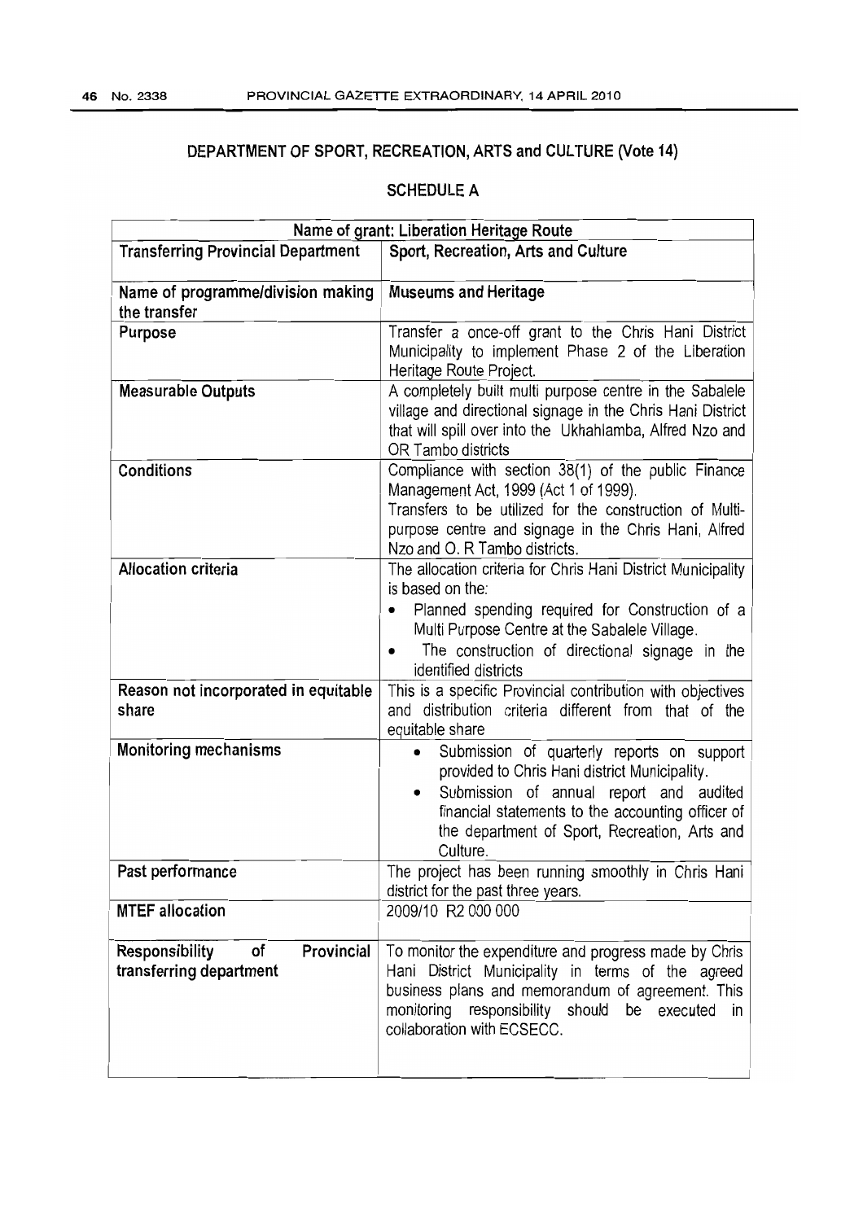# DEPARTMENT OF SPORT, RECREATION, ARTS and CULTURE (Vote 14)

## SCHEDULE A

| Name of grant: Liberation Heritage Route | |
|---|---|
| **Transferring Provincial Department** | **Sport, Recreation, Arts and Culture** |
| **Name of programme/division making the transfer** | **Museums and Heritage** |
| **Purpose** | Transfer a once-off grant to the Chris Hani District Municipality to implement Phase 2 of the Liberation Heritage Route Project. |
| **Measurable Outputs** | A completely built multi purpose centre in the Sabalele village and directional signage in the Chris Hani District that will spill over into the Ukhahlamba, Alfred Nzo and OR Tambo districts |
| **Conditions** | Compliance with section 38(1) of the public Finance Management Act, 1999 (Act 1 of 1999). Transfers to be utilized for the construction of Multi-purpose centre and signage in the Chris Hani, Alfred Nzo and O. R Tambo districts. |
| **Allocation criteria** | The allocation criteria for Chris Hani District Municipality is based on the: <br>• Planned spending required for Construction of a Multi Purpose Centre at the Sabalele Village. <br>• The construction of directional signage in the identified districts |
| **Reason not incorporated in equitable share** | This is a specific Provincial contribution with objectives and distribution criteria different from that of the equitable share |
| **Monitoring mechanisms** | • Submission of quarterly reports on support provided to Chris Hani district Municipality. <br>• Submission of annual report and audited financial statements to the accounting officer of the department of Sport, Recreation, Arts and Culture. |
| **Past performance** | The project has been running smoothly in Chris Hani district for the past three years. |
| **MTEF allocation** | 2009/10 R2 000 000 |
| **Responsibility of Provincial transferring department** | To monitor the expenditure and progress made by Chris Hani District Municipality in terms of the agreed business plans and memorandum of agreement. This monitoring responsibility should be executed in collaboration with ECSECC. |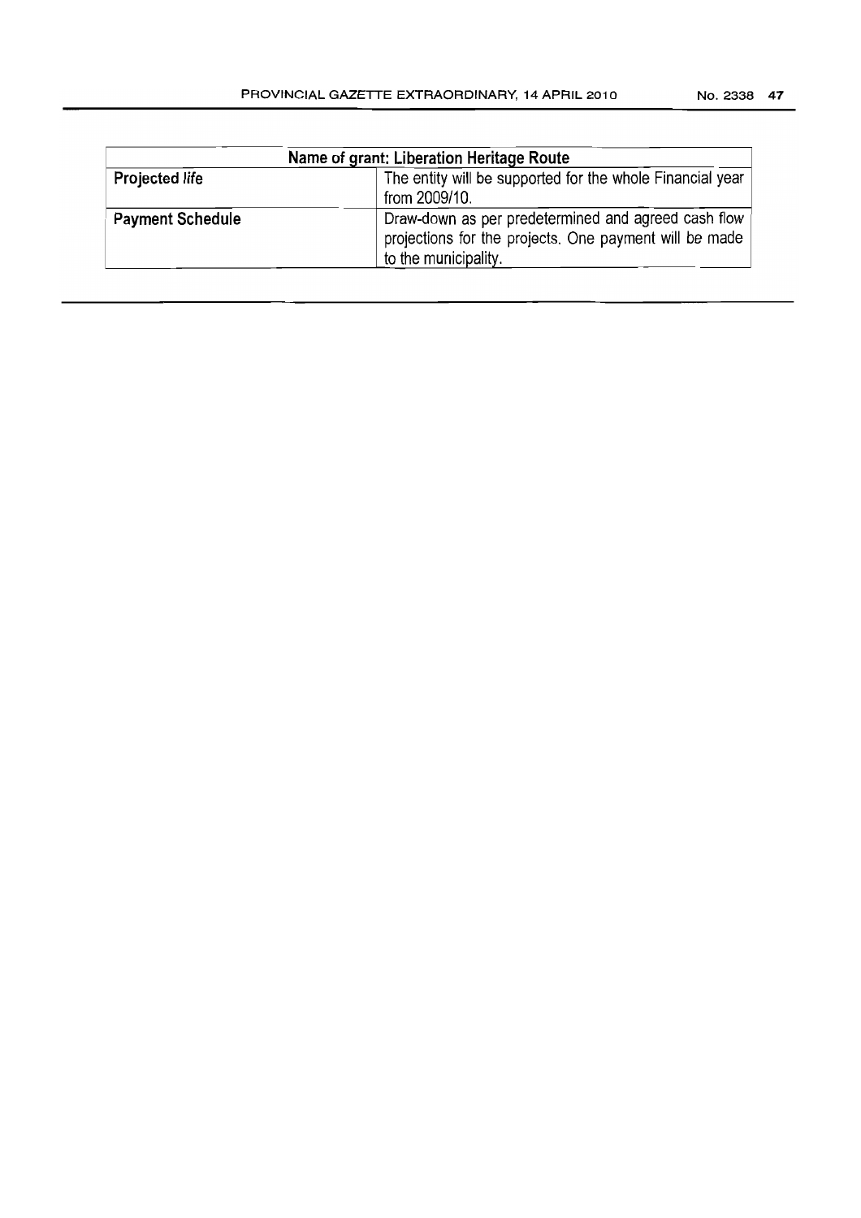| Name of grant: Liberation Heritage Route | |
|---|---|
| **Projected life** | The entity will be supported for the whole Financial year from 2009/10. |
| **Payment Schedule** | Draw-down as per predetermined and agreed cash flow projections for the projects. One payment will be made to the municipality. |